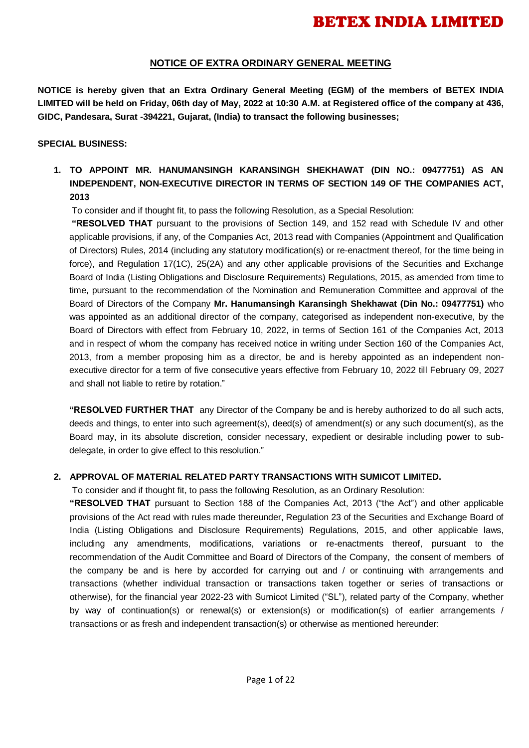# BETEX INDIA LIMITED

## NOTICE OF EXTRA ORDINARY GENERAL MEETING

**NOTICE is hereby given that an Extra Ordinary General Meeting (EGM) of the members of BETEX INDIA LIMITED will be held on Friday, 06th day of May, 2022 at 10:30 A.M. at Registered office of the company at 436, GIDC, Pandesara, Surat -394221, Gujarat, (India) to transact the following businesses;**

**SPECIAL BUSINESS:**

1. **TO APPOINT MR. HANUMANSINGH KARANSINGH SHEKHAWAT (DIN NO.: 09477751) AS AN INDEPENDENT, NON-EXECUTIVE DIRECTOR IN TERMS OF SECTION 149 OF THE COMPANIES ACT, 2013**

   To consider and if thought fit, to pass the following Resolution, as a Special Resolution:

   **"RESOLVED THAT** pursuant to the provisions of Section 149, and 152 read with Schedule IV and other applicable provisions, if any, of the Companies Act, 2013 read with Companies (Appointment and Qualification of Directors) Rules, 2014 (including any statutory modification(s) or re-enactment thereof, for the time being in force), and Regulation 17(1C), 25(2A) and any other applicable provisions of the Securities and Exchange Board of India (Listing Obligations and Disclosure Requirements) Regulations, 2015, as amended from time to time, pursuant to the recommendation of the Nomination and Remuneration Committee and approval of the Board of Directors of the Company **Mr. Hanumansingh Karansingh Shekhawat (Din No.: 09477751)** who was appointed as an additional director of the company, categorised as independent non-executive, by the Board of Directors with effect from February 10, 2022, in terms of Section 161 of the Companies Act, 2013 and in respect of whom the company has received notice in writing under Section 160 of the Companies Act, 2013, from a member proposing him as a director, be and is hereby appointed as an independent non-executive director for a term of five consecutive years effective from February 10, 2022 till February 09, 2027 and shall not liable to retire by rotation."

   **"RESOLVED FURTHER THAT** any Director of the Company be and is hereby authorized to do all such acts, deeds and things, to enter into such agreement(s), deed(s) of amendment(s) or any such document(s), as the Board may, in its absolute discretion, consider necessary, expedient or desirable including power to sub-delegate, in order to give effect to this resolution."

2. **APPROVAL OF MATERIAL RELATED PARTY TRANSACTIONS WITH SUMICOT LIMITED.**

   To consider and if thought fit, to pass the following Resolution, as an Ordinary Resolution:

   **"RESOLVED THAT** pursuant to Section 188 of the Companies Act, 2013 ("the Act") and other applicable provisions of the Act read with rules made thereunder, Regulation 23 of the Securities and Exchange Board of India (Listing Obligations and Disclosure Requirements) Regulations, 2015, and other applicable laws, including any amendments, modifications, variations or re-enactments thereof, pursuant to the recommendation of the Audit Committee and Board of Directors of the Company, the consent of members of the company be and is here by accorded for carrying out and / or continuing with arrangements and transactions (whether individual transaction or transactions taken together or series of transactions or otherwise), for the financial year 2022-23 with Sumicot Limited ("SL"), related party of the Company, whether by way of continuation(s) or renewal(s) or extension(s) or modification(s) of earlier arrangements / transactions or as fresh and independent transaction(s) or otherwise as mentioned hereunder: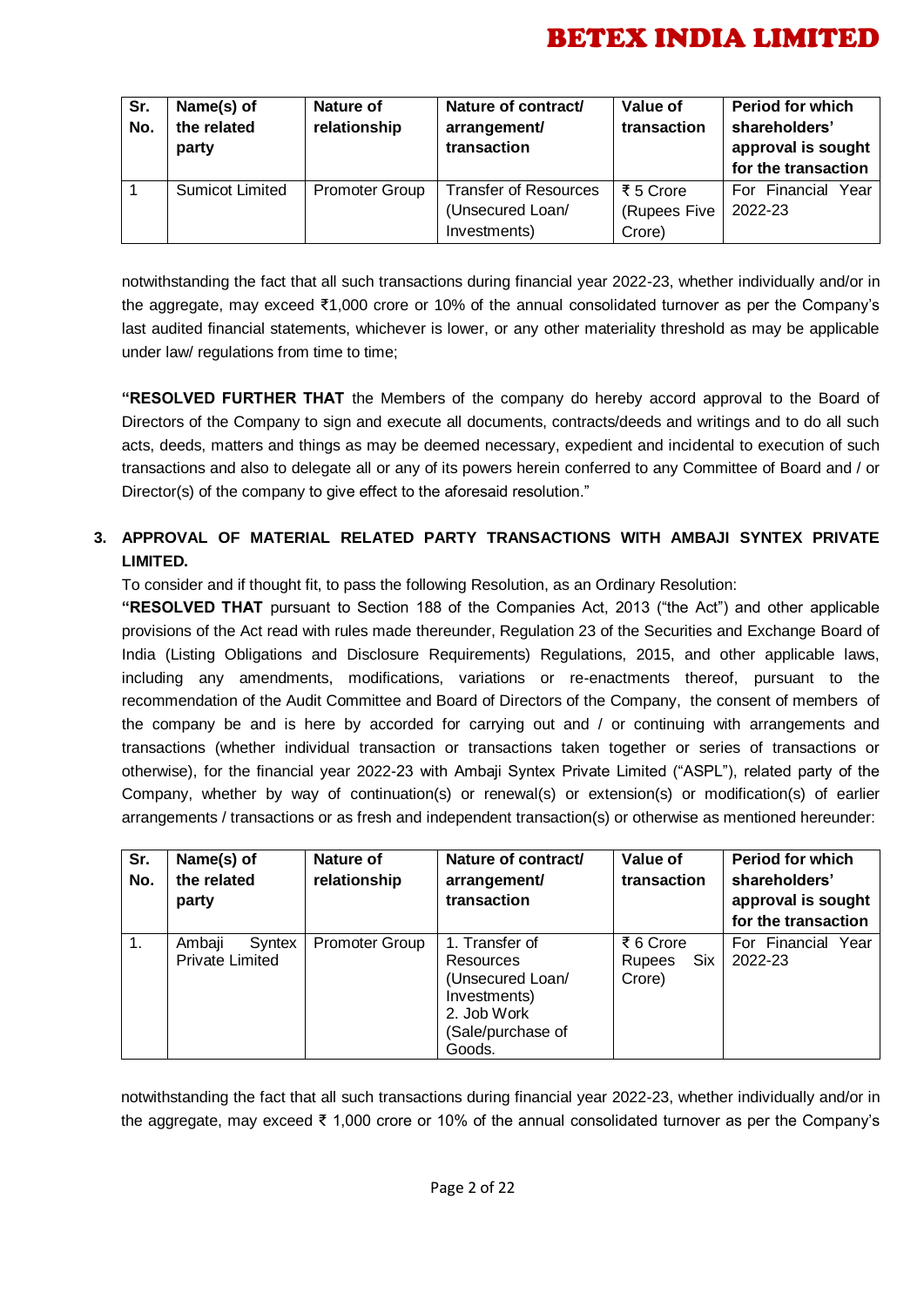| Sr. No. | Name(s) of the related party | Nature of relationship | Nature of contract/ arrangement/ transaction | Value of transaction | Period for which shareholders' approval is sought for the transaction |
|---|---|---|---|---|---|
| 1 | Sumicot Limited | Promoter Group | Transfer of Resources (Unsecured Loan/ Investments) | ₹ 5 Crore (Rupees Five Crore) | For Financial Year 2022-23 |

notwithstanding the fact that all such transactions during financial year 2022-23, whether individually and/or in the aggregate, may exceed ₹1,000 crore or 10% of the annual consolidated turnover as per the Company's last audited financial statements, whichever is lower, or any other materiality threshold as may be applicable under law/ regulations from time to time;

**"RESOLVED FURTHER THAT** the Members of the company do hereby accord approval to the Board of Directors of the Company to sign and execute all documents, contracts/deeds and writings and to do all such acts, deeds, matters and things as may be deemed necessary, expedient and incidental to execution of such transactions and also to delegate all or any of its powers herein conferred to any Committee of Board and / or Director(s) of the company to give effect to the aforesaid resolution."

**3. APPROVAL OF MATERIAL RELATED PARTY TRANSACTIONS WITH AMBAJI SYNTEX PRIVATE LIMITED.**

To consider and if thought fit, to pass the following Resolution, as an Ordinary Resolution:

**"RESOLVED THAT** pursuant to Section 188 of the Companies Act, 2013 ("the Act") and other applicable provisions of the Act read with rules made thereunder, Regulation 23 of the Securities and Exchange Board of India (Listing Obligations and Disclosure Requirements) Regulations, 2015, and other applicable laws, including any amendments, modifications, variations or re-enactments thereof, pursuant to the recommendation of the Audit Committee and Board of Directors of the Company, the consent of members of the company be and is here by accorded for carrying out and / or continuing with arrangements and transactions (whether individual transaction or transactions taken together or series of transactions or otherwise), for the financial year 2022-23 with Ambaji Syntex Private Limited ("ASPL"), related party of the Company, whether by way of continuation(s) or renewal(s) or extension(s) or modification(s) of earlier arrangements / transactions or as fresh and independent transaction(s) or otherwise as mentioned hereunder:

| Sr. No. | Name(s) of the related party | Nature of relationship | Nature of contract/ arrangement/ transaction | Value of transaction | Period for which shareholders' approval is sought for the transaction |
|---|---|---|---|---|---|
| 1. | Ambaji Syntex Private Limited | Promoter Group | 1. Transfer of Resources (Unsecured Loan/ Investments) 2. Job Work (Sale/purchase of Goods. | ₹ 6 Crore Rupees Six Crore) | For Financial Year 2022-23 |

notwithstanding the fact that all such transactions during financial year 2022-23, whether individually and/or in the aggregate, may exceed ₹ 1,000 crore or 10% of the annual consolidated turnover as per the Company's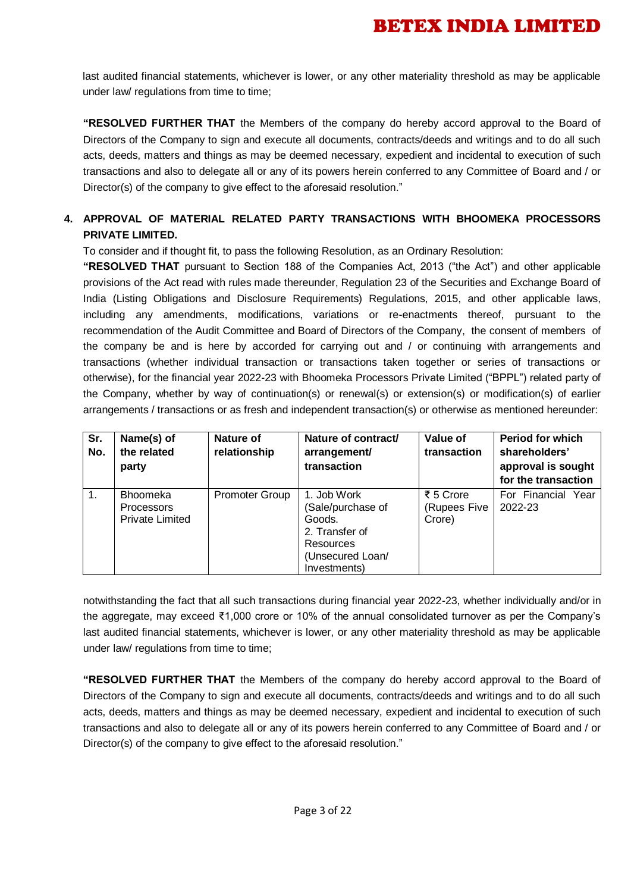last audited financial statements, whichever is lower, or any other materiality threshold as may be applicable under law/ regulations from time to time;

**"RESOLVED FURTHER THAT** the Members of the company do hereby accord approval to the Board of Directors of the Company to sign and execute all documents, contracts/deeds and writings and to do all such acts, deeds, matters and things as may be deemed necessary, expedient and incidental to execution of such transactions and also to delegate all or any of its powers herein conferred to any Committee of Board and / or Director(s) of the company to give effect to the aforesaid resolution."

**4. APPROVAL OF MATERIAL RELATED PARTY TRANSACTIONS WITH BHOOMEKA PROCESSORS PRIVATE LIMITED.**

To consider and if thought fit, to pass the following Resolution, as an Ordinary Resolution:

**"RESOLVED THAT** pursuant to Section 188 of the Companies Act, 2013 ("the Act") and other applicable provisions of the Act read with rules made thereunder, Regulation 23 of the Securities and Exchange Board of India (Listing Obligations and Disclosure Requirements) Regulations, 2015, and other applicable laws, including any amendments, modifications, variations or re-enactments thereof, pursuant to the recommendation of the Audit Committee and Board of Directors of the Company, the consent of members of the company be and is here by accorded for carrying out and / or continuing with arrangements and transactions (whether individual transaction or transactions taken together or series of transactions or otherwise), for the financial year 2022-23 with Bhoomeka Processors Private Limited ("BPPL") related party of the Company, whether by way of continuation(s) or renewal(s) or extension(s) or modification(s) of earlier arrangements / transactions or as fresh and independent transaction(s) or otherwise as mentioned hereunder:

| Sr. No. | Name(s) of the related party | Nature of relationship | Nature of contract/ arrangement/ transaction | Value of transaction | Period for which shareholders' approval is sought for the transaction |
|---|---|---|---|---|---|
| 1. | Bhoomeka Processors Private Limited | Promoter Group | 1. Job Work (Sale/purchase of Goods. 2. Transfer of Resources (Unsecured Loan/ Investments) | ₹ 5 Crore (Rupees Five Crore) | For Financial Year 2022-23 |

notwithstanding the fact that all such transactions during financial year 2022-23, whether individually and/or in the aggregate, may exceed ₹1,000 crore or 10% of the annual consolidated turnover as per the Company's last audited financial statements, whichever is lower, or any other materiality threshold as may be applicable under law/ regulations from time to time;

**"RESOLVED FURTHER THAT** the Members of the company do hereby accord approval to the Board of Directors of the Company to sign and execute all documents, contracts/deeds and writings and to do all such acts, deeds, matters and things as may be deemed necessary, expedient and incidental to execution of such transactions and also to delegate all or any of its powers herein conferred to any Committee of Board and / or Director(s) of the company to give effect to the aforesaid resolution."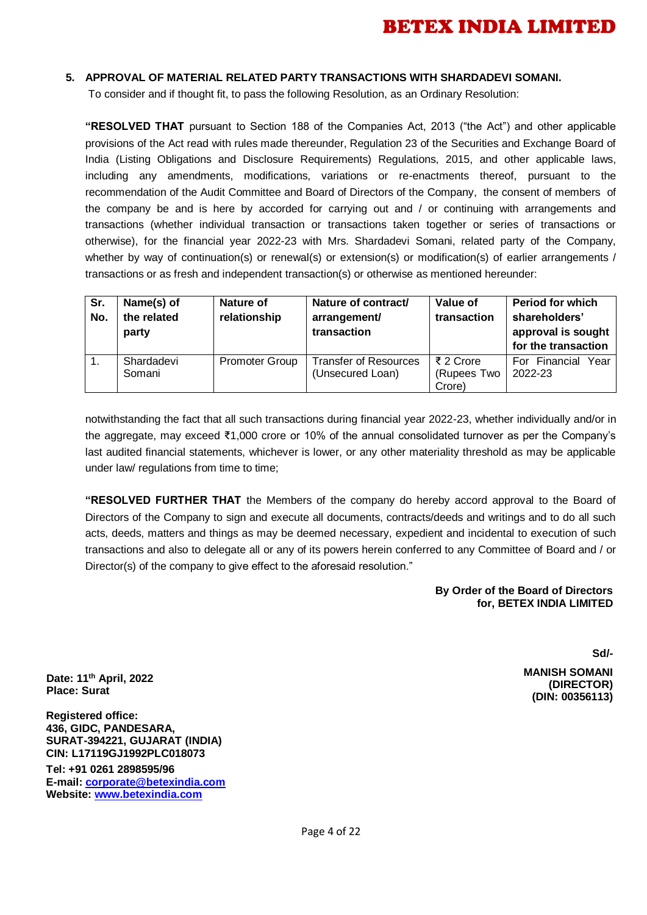### 5. APPROVAL OF MATERIAL RELATED PARTY TRANSACTIONS WITH SHARDADEVI SOMANI.

To consider and if thought fit, to pass the following Resolution, as an Ordinary Resolution:

**"RESOLVED THAT** pursuant to Section 188 of the Companies Act, 2013 ("the Act") and other applicable provisions of the Act read with rules made thereunder, Regulation 23 of the Securities and Exchange Board of India (Listing Obligations and Disclosure Requirements) Regulations, 2015, and other applicable laws, including any amendments, modifications, variations or re-enactments thereof, pursuant to the recommendation of the Audit Committee and Board of Directors of the Company, the consent of members of the company be and is here by accorded for carrying out and / or continuing with arrangements and transactions (whether individual transaction or transactions taken together or series of transactions or otherwise), for the financial year 2022-23 with Mrs. Shardadevi Somani, related party of the Company, whether by way of continuation(s) or renewal(s) or extension(s) or modification(s) of earlier arrangements / transactions or as fresh and independent transaction(s) or otherwise as mentioned hereunder:

| Sr. No. | Name(s) of the related party | Nature of relationship | Nature of contract/ arrangement/ transaction | Value of transaction | Period for which shareholders' approval is sought for the transaction |
|---|---|---|---|---|---|
| 1. | Shardadevi Somani | Promoter Group | Transfer of Resources (Unsecured Loan) | ₹ 2 Crore (Rupees Two Crore) | For Financial Year 2022-23 |

notwithstanding the fact that all such transactions during financial year 2022-23, whether individually and/or in the aggregate, may exceed ₹1,000 crore or 10% of the annual consolidated turnover as per the Company's last audited financial statements, whichever is lower, or any other materiality threshold as may be applicable under law/ regulations from time to time;

**"RESOLVED FURTHER THAT** the Members of the company do hereby accord approval to the Board of Directors of the Company to sign and execute all documents, contracts/deeds and writings and to do all such acts, deeds, matters and things as may be deemed necessary, expedient and incidental to execution of such transactions and also to delegate all or any of its powers herein conferred to any Committee of Board and / or Director(s) of the company to give effect to the aforesaid resolution."

**By Order of the Board of Directors**
**for, BETEX INDIA LIMITED**

**Sd/-**

**MANISH SOMANI**
**(DIRECTOR)**
**(DIN: 00356113)**

**Date: 11th April, 2022**
**Place: Surat**

**Registered office:**
**436, GIDC, PANDESARA,**
**SURAT-394221, GUJARAT (INDIA)**
**CIN: L17119GJ1992PLC018073**
**Tel: +91 0261 2898595/96**
**E-mail: corporate@betexindia.com**
**Website: www.betexindia.com**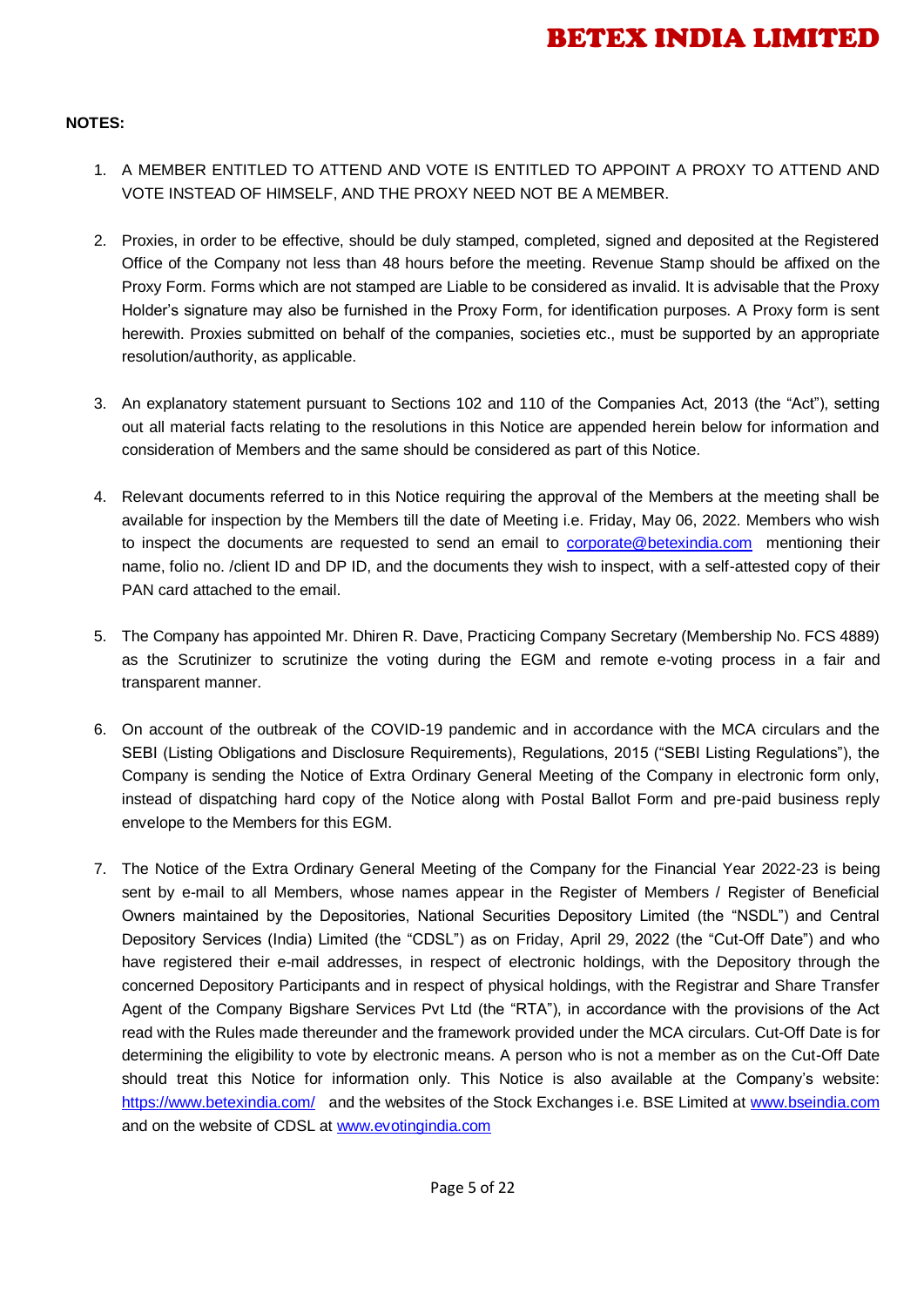**NOTES:**

1. A MEMBER ENTITLED TO ATTEND AND VOTE IS ENTITLED TO APPOINT A PROXY TO ATTEND AND VOTE INSTEAD OF HIMSELF, AND THE PROXY NEED NOT BE A MEMBER.

2. Proxies, in order to be effective, should be duly stamped, completed, signed and deposited at the Registered Office of the Company not less than 48 hours before the meeting. Revenue Stamp should be affixed on the Proxy Form. Forms which are not stamped are Liable to be considered as invalid. It is advisable that the Proxy Holder's signature may also be furnished in the Proxy Form, for identification purposes. A Proxy form is sent herewith. Proxies submitted on behalf of the companies, societies etc., must be supported by an appropriate resolution/authority, as applicable.

3. An explanatory statement pursuant to Sections 102 and 110 of the Companies Act, 2013 (the "Act"), setting out all material facts relating to the resolutions in this Notice are appended herein below for information and consideration of Members and the same should be considered as part of this Notice.

4. Relevant documents referred to in this Notice requiring the approval of the Members at the meeting shall be available for inspection by the Members till the date of Meeting i.e. Friday, May 06, 2022. Members who wish to inspect the documents are requested to send an email to corporate@betexindia.com mentioning their name, folio no. /client ID and DP ID, and the documents they wish to inspect, with a self-attested copy of their PAN card attached to the email.

5. The Company has appointed Mr. Dhiren R. Dave, Practicing Company Secretary (Membership No. FCS 4889) as the Scrutinizer to scrutinize the voting during the EGM and remote e-voting process in a fair and transparent manner.

6. On account of the outbreak of the COVID-19 pandemic and in accordance with the MCA circulars and the SEBI (Listing Obligations and Disclosure Requirements), Regulations, 2015 ("SEBI Listing Regulations"), the Company is sending the Notice of Extra Ordinary General Meeting of the Company in electronic form only, instead of dispatching hard copy of the Notice along with Postal Ballot Form and pre-paid business reply envelope to the Members for this EGM.

7. The Notice of the Extra Ordinary General Meeting of the Company for the Financial Year 2022-23 is being sent by e-mail to all Members, whose names appear in the Register of Members / Register of Beneficial Owners maintained by the Depositories, National Securities Depository Limited (the "NSDL") and Central Depository Services (India) Limited (the "CDSL") as on Friday, April 29, 2022 (the "Cut-Off Date") and who have registered their e-mail addresses, in respect of electronic holdings, with the Depository through the concerned Depository Participants and in respect of physical holdings, with the Registrar and Share Transfer Agent of the Company Bigshare Services Pvt Ltd (the "RTA"), in accordance with the provisions of the Act read with the Rules made thereunder and the framework provided under the MCA circulars. Cut-Off Date is for determining the eligibility to vote by electronic means. A person who is not a member as on the Cut-Off Date should treat this Notice for information only. This Notice is also available at the Company's website: https://www.betexindia.com/ and the websites of the Stock Exchanges i.e. BSE Limited at www.bseindia.com and on the website of CDSL at www.evotingindia.com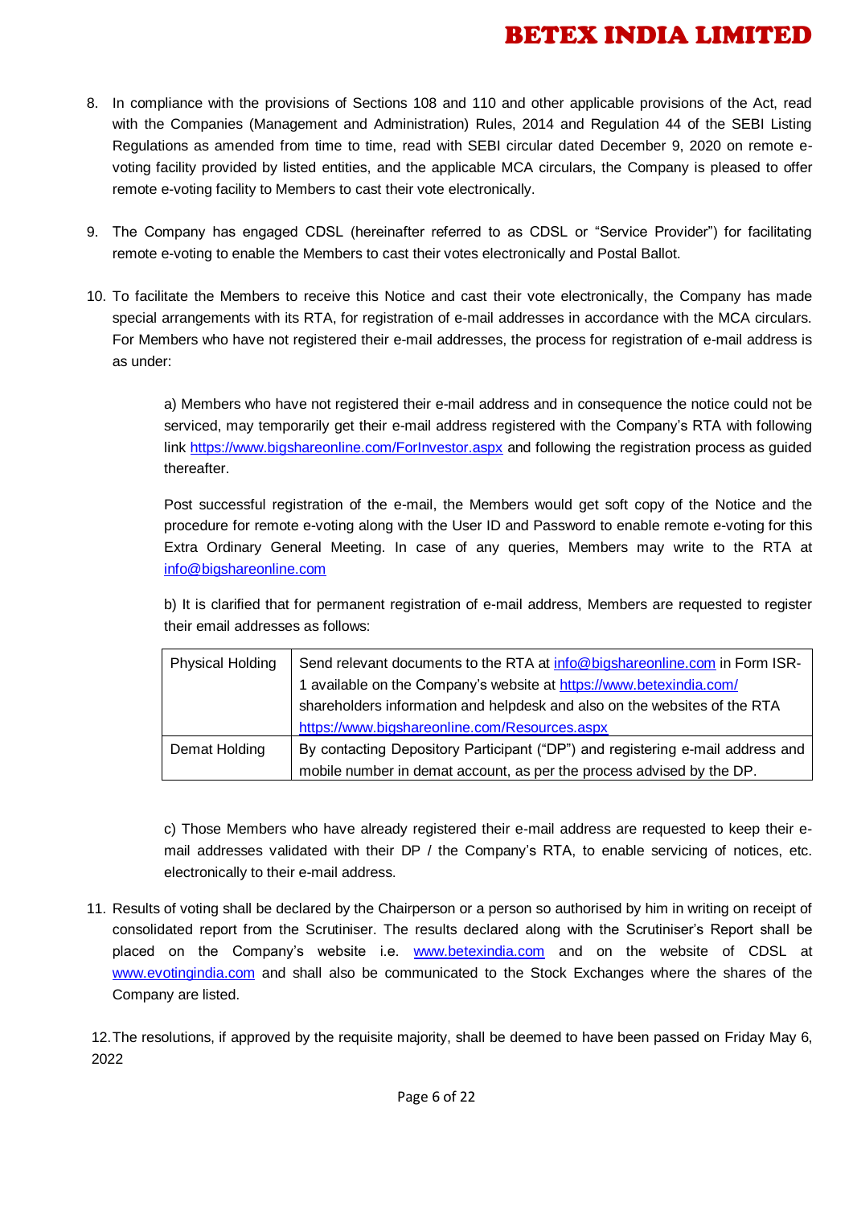8. In compliance with the provisions of Sections 108 and 110 and other applicable provisions of the Act, read with the Companies (Management and Administration) Rules, 2014 and Regulation 44 of the SEBI Listing Regulations as amended from time to time, read with SEBI circular dated December 9, 2020 on remote e-voting facility provided by listed entities, and the applicable MCA circulars, the Company is pleased to offer remote e-voting facility to Members to cast their vote electronically.

9. The Company has engaged CDSL (hereinafter referred to as CDSL or "Service Provider") for facilitating remote e-voting to enable the Members to cast their votes electronically and Postal Ballot.

10. To facilitate the Members to receive this Notice and cast their vote electronically, the Company has made special arrangements with its RTA, for registration of e-mail addresses in accordance with the MCA circulars. For Members who have not registered their e-mail addresses, the process for registration of e-mail address is as under:

    a) Members who have not registered their e-mail address and in consequence the notice could not be serviced, may temporarily get their e-mail address registered with the Company's RTA with following link https://www.bigshareonline.com/ForInvestor.aspx and following the registration process as guided thereafter.

    Post successful registration of the e-mail, the Members would get soft copy of the Notice and the procedure for remote e-voting along with the User ID and Password to enable remote e-voting for this Extra Ordinary General Meeting. In case of any queries, Members may write to the RTA at info@bigshareonline.com

    b) It is clarified that for permanent registration of e-mail address, Members are requested to register their email addresses as follows:

| Physical Holding | Send relevant documents to the RTA at info@bigshareonline.com in Form ISR-1 available on the Company's website at https://www.betexindia.com/ shareholders information and helpdesk and also on the websites of the RTA https://www.bigshareonline.com/Resources.aspx |
|---|---|
| Demat Holding | By contacting Depository Participant ("DP") and registering e-mail address and mobile number in demat account, as per the process advised by the DP. |

    c) Those Members who have already registered their e-mail address are requested to keep their e-mail addresses validated with their DP / the Company's RTA, to enable servicing of notices, etc. electronically to their e-mail address.

11. Results of voting shall be declared by the Chairperson or a person so authorised by him in writing on receipt of consolidated report from the Scrutiniser. The results declared along with the Scrutiniser's Report shall be placed on the Company's website i.e. www.betexindia.com and on the website of CDSL at www.evotingindia.com and shall also be communicated to the Stock Exchanges where the shares of the Company are listed.

12. The resolutions, if approved by the requisite majority, shall be deemed to have been passed on Friday May 6, 2022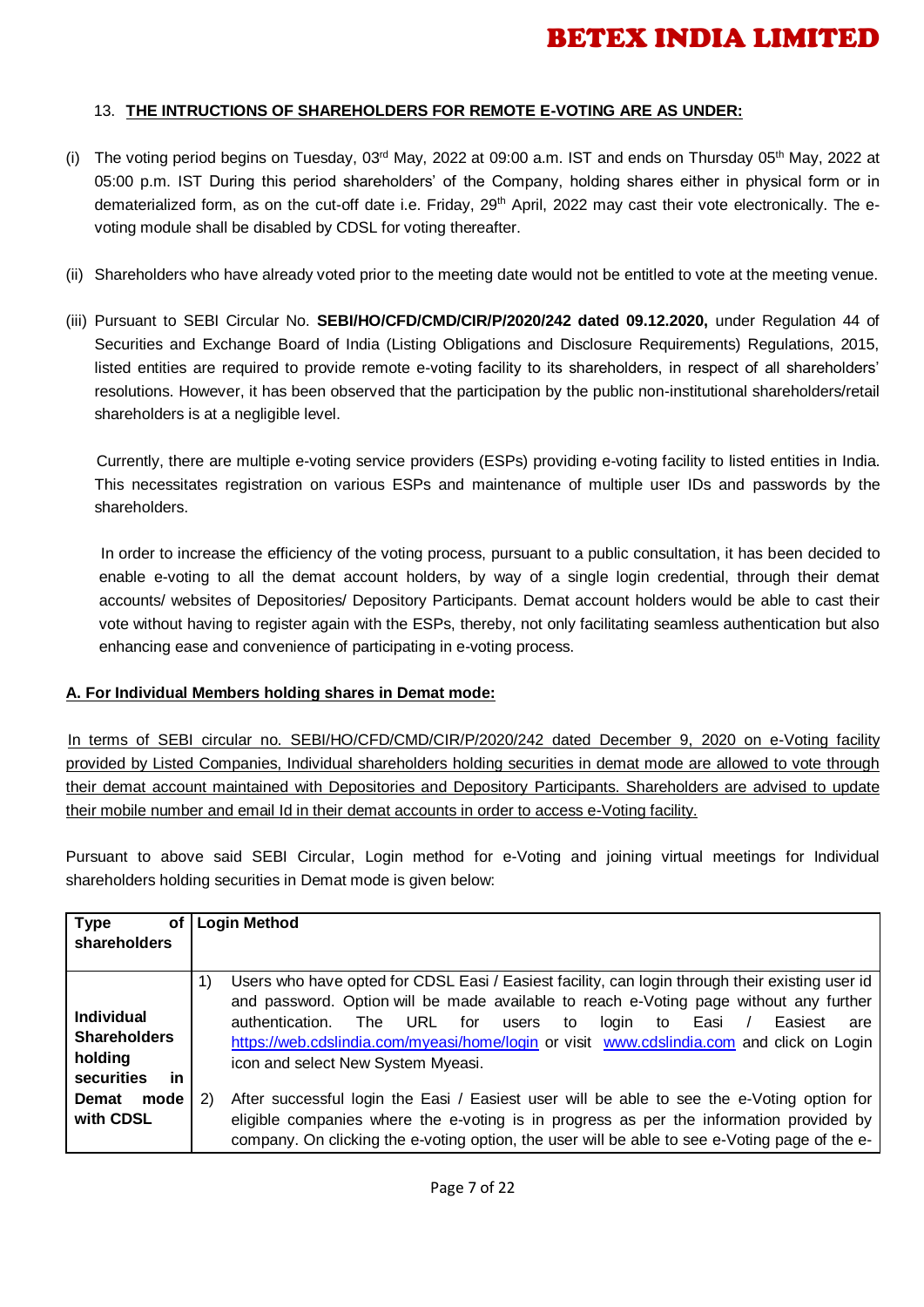13. **THE INTRUCTIONS OF SHAREHOLDERS FOR REMOTE E-VOTING ARE AS UNDER:**

(i) The voting period begins on Tuesday, 03rd May, 2022 at 09:00 a.m. IST and ends on Thursday 05th May, 2022 at 05:00 p.m. IST During this period shareholders' of the Company, holding shares either in physical form or in dematerialized form, as on the cut-off date i.e. Friday, 29th April, 2022 may cast their vote electronically. The e-voting module shall be disabled by CDSL for voting thereafter.

(ii) Shareholders who have already voted prior to the meeting date would not be entitled to vote at the meeting venue.

(iii) Pursuant to SEBI Circular No. **SEBI/HO/CFD/CMD/CIR/P/2020/242 dated 09.12.2020,** under Regulation 44 of Securities and Exchange Board of India (Listing Obligations and Disclosure Requirements) Regulations, 2015, listed entities are required to provide remote e-voting facility to its shareholders, in respect of all shareholders' resolutions. However, it has been observed that the participation by the public non-institutional shareholders/retail shareholders is at a negligible level.

Currently, there are multiple e-voting service providers (ESPs) providing e-voting facility to listed entities in India. This necessitates registration on various ESPs and maintenance of multiple user IDs and passwords by the shareholders.

In order to increase the efficiency of the voting process, pursuant to a public consultation, it has been decided to enable e-voting to all the demat account holders, by way of a single login credential, through their demat accounts/ websites of Depositories/ Depository Participants. Demat account holders would be able to cast their vote without having to register again with the ESPs, thereby, not only facilitating seamless authentication but also enhancing ease and convenience of participating in e-voting process.

**A. For Individual Members holding shares in Demat mode:**

In terms of SEBI circular no. SEBI/HO/CFD/CMD/CIR/P/2020/242 dated December 9, 2020 on e-Voting facility provided by Listed Companies, Individual shareholders holding securities in demat mode are allowed to vote through their demat account maintained with Depositories and Depository Participants. Shareholders are advised to update their mobile number and email Id in their demat accounts in order to access e-Voting facility.

Pursuant to above said SEBI Circular, Login method for e-Voting and joining virtual meetings for Individual shareholders holding securities in Demat mode is given below:

| Type of shareholders | Login Method |
|---|---|
| **Individual Shareholders holding securities in Demat mode with CDSL** | 1) Users who have opted for CDSL Easi / Easiest facility, can login through their existing user id and password. Option will be made available to reach e-Voting page without any further authentication. The URL for users to login to Easi / Easiest are https://web.cdslindia.com/myeasi/home/login or visit www.cdslindia.com and click on Login icon and select New System Myeasi.<br><br>2) After successful login the Easi / Easiest user will be able to see the e-Voting option for eligible companies where the e-voting is in progress as per the information provided by company. On clicking the e-voting option, the user will be able to see e-Voting page of the e- |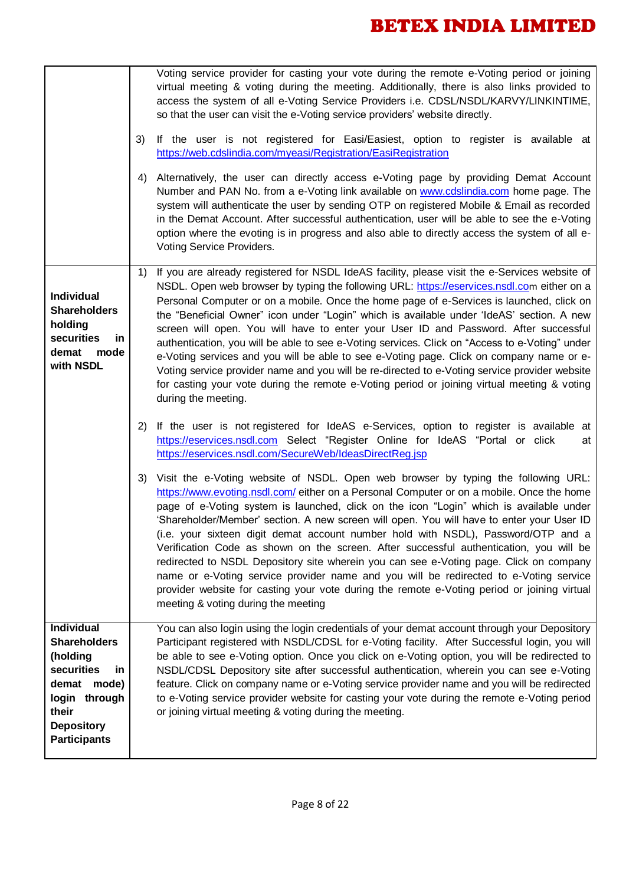| | |
|---|---|
| | Voting service provider for casting your vote during the remote e-Voting period or joining virtual meeting & voting during the meeting. Additionally, there is also links provided to access the system of all e-Voting Service Providers i.e. CDSL/NSDL/KARVY/LINKINTIME, so that the user can visit the e-Voting service providers' website directly.<br><br>3) If the user is not registered for Easi/Easiest, option to register is available at https://web.cdslindia.com/myeasi/Registration/EasiRegistration<br><br>4) Alternatively, the user can directly access e-Voting page by providing Demat Account Number and PAN No. from a e-Voting link available on www.cdslindia.com home page. The system will authenticate the user by sending OTP on registered Mobile & Email as recorded in the Demat Account. After successful authentication, user will be able to see the e-Voting option where the evoting is in progress and also able to directly access the system of all e-Voting Service Providers. |
| **Individual Shareholders holding securities in demat mode with NSDL** | 1) If you are already registered for NSDL IdeAS facility, please visit the e-Services website of NSDL. Open web browser by typing the following URL: https://eservices.nsdl.com either on a Personal Computer or on a mobile. Once the home page of e-Services is launched, click on the "Beneficial Owner" icon under "Login" which is available under 'IdeAS' section. A new screen will open. You will have to enter your User ID and Password. After successful authentication, you will be able to see e-Voting services. Click on "Access to e-Voting" under e-Voting services and you will be able to see e-Voting page. Click on company name or e-Voting service provider name and you will be re-directed to e-Voting service provider website for casting your vote during the remote e-Voting period or joining virtual meeting & voting during the meeting.<br><br>2) If the user is not registered for IdeAS e-Services, option to register is available at https://eservices.nsdl.com Select "Register Online for IdeAS "Portal or click at https://eservices.nsdl.com/SecureWeb/IdeasDirectReg.jsp<br><br>3) Visit the e-Voting website of NSDL. Open web browser by typing the following URL: https://www.evoting.nsdl.com/ either on a Personal Computer or on a mobile. Once the home page of e-Voting system is launched, click on the icon "Login" which is available under 'Shareholder/Member' section. A new screen will open. You will have to enter your User ID (i.e. your sixteen digit demat account number hold with NSDL), Password/OTP and a Verification Code as shown on the screen. After successful authentication, you will be redirected to NSDL Depository site wherein you can see e-Voting page. Click on company name or e-Voting service provider name and you will be redirected to e-Voting service provider website for casting your vote during the remote e-Voting period or joining virtual meeting & voting during the meeting |
| **Individual Shareholders (holding securities in demat mode) login through their Depository Participants** | You can also login using the login credentials of your demat account through your Depository Participant registered with NSDL/CDSL for e-Voting facility. After Successful login, you will be able to see e-Voting option. Once you click on e-Voting option, you will be redirected to NSDL/CDSL Depository site after successful authentication, wherein you can see e-Voting feature. Click on company name or e-Voting service provider name and you will be redirected to e-Voting service provider website for casting your vote during the remote e-Voting period or joining virtual meeting & voting during the meeting. |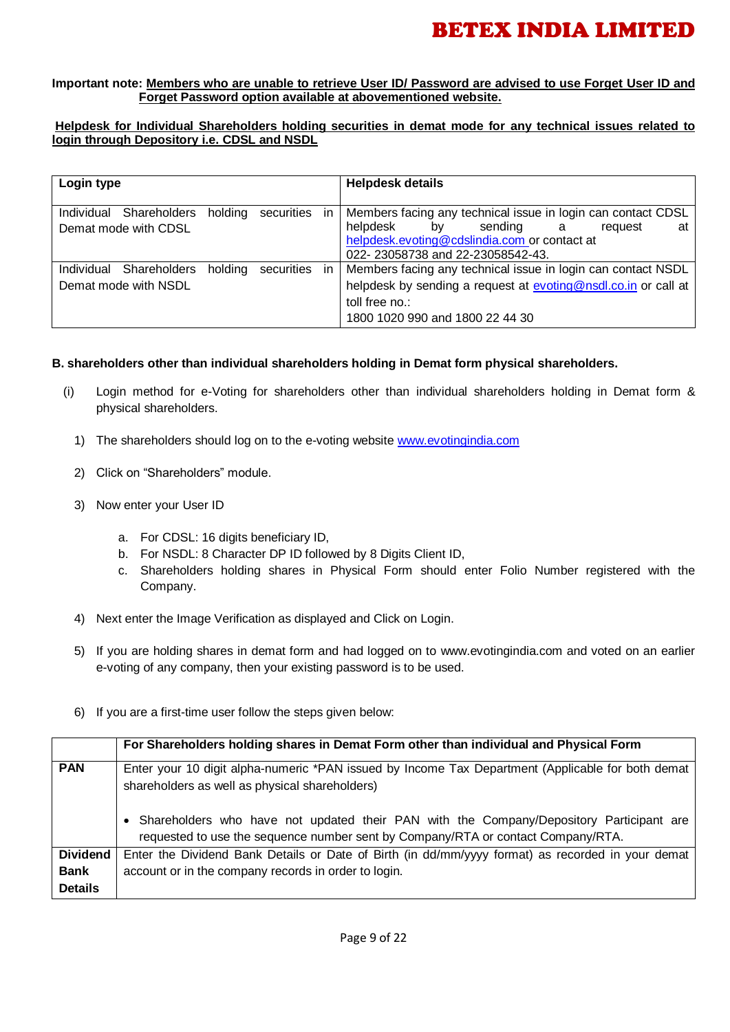**Important note: Members who are unable to retrieve User ID/ Password are advised to use Forget User ID and Forget Password option available at abovementioned website.**

**Helpdesk for Individual Shareholders holding securities in demat mode for any technical issues related to login through Depository i.e. CDSL and NSDL**

| Login type | Helpdesk details |
|---|---|
| Individual Shareholders holding securities in Demat mode with CDSL | Members facing any technical issue in login can contact CDSL helpdesk by sending a request at helpdesk.evoting@cdslindia.com or contact at 022- 23058738 and 22-23058542-43. |
| Individual Shareholders holding securities in Demat mode with NSDL | Members facing any technical issue in login can contact NSDL helpdesk by sending a request at evoting@nsdl.co.in or call at toll free no.: 1800 1020 990 and 1800 22 44 30 |

**B. shareholders other than individual shareholders holding in Demat form physical shareholders.**

(i) Login method for e-Voting for shareholders other than individual shareholders holding in Demat form & physical shareholders.

1) The shareholders should log on to the e-voting website www.evotingindia.com

2) Click on "Shareholders" module.

3) Now enter your User ID

   a. For CDSL: 16 digits beneficiary ID,
   b. For NSDL: 8 Character DP ID followed by 8 Digits Client ID,
   c. Shareholders holding shares in Physical Form should enter Folio Number registered with the Company.

4) Next enter the Image Verification as displayed and Click on Login.

5) If you are holding shares in demat form and had logged on to www.evotingindia.com and voted on an earlier e-voting of any company, then your existing password is to be used.

6) If you are a first-time user follow the steps given below:

| | For Shareholders holding shares in Demat Form other than individual and Physical Form |
|---|---|
| **PAN** | Enter your 10 digit alpha-numeric *PAN issued by Income Tax Department (Applicable for both demat shareholders as well as physical shareholders)<br><br>• Shareholders who have not updated their PAN with the Company/Depository Participant are requested to use the sequence number sent by Company/RTA or contact Company/RTA. |
| **Dividend Bank Details** | Enter the Dividend Bank Details or Date of Birth (in dd/mm/yyyy format) as recorded in your demat account or in the company records in order to login. |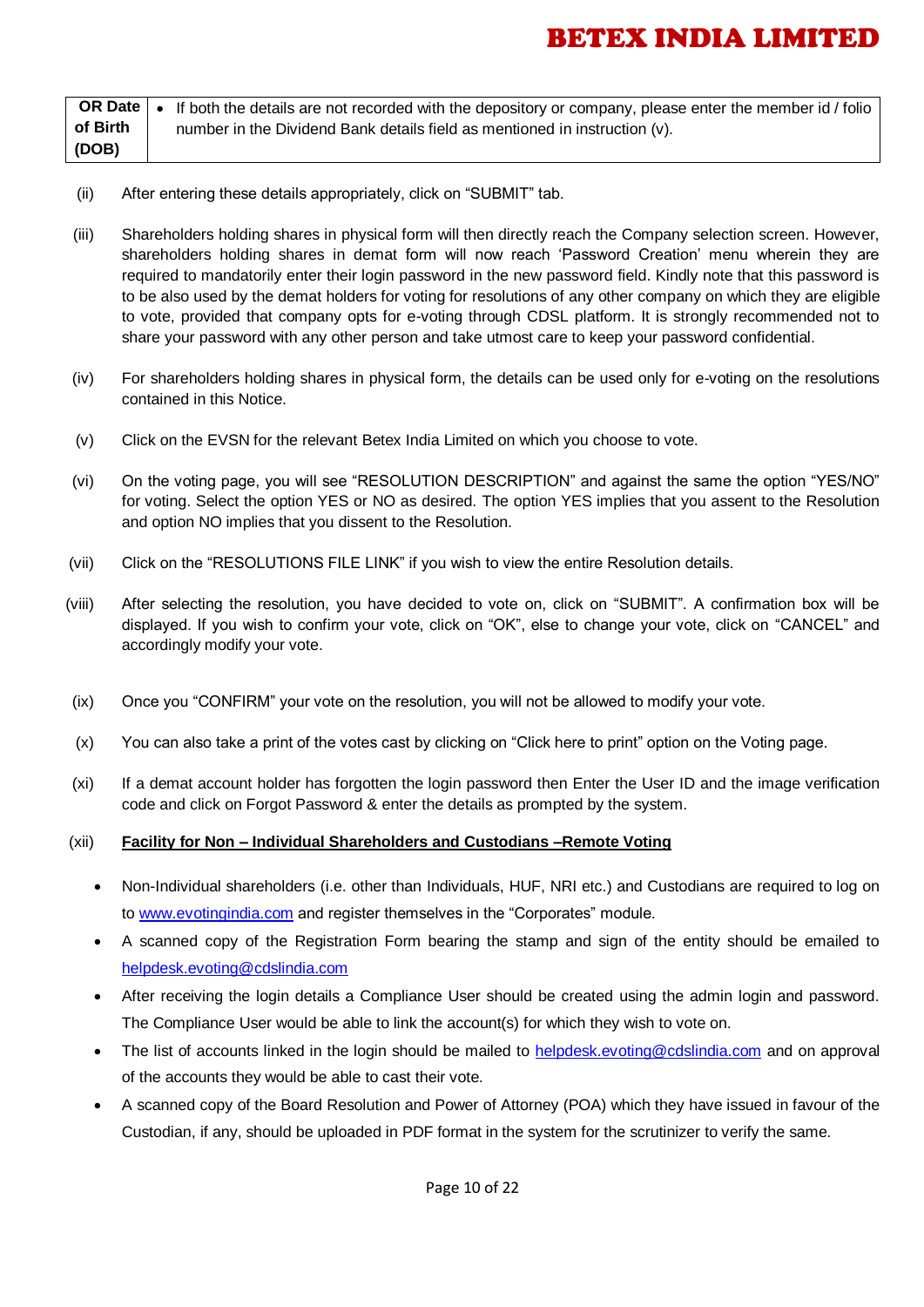| OR Date of Birth (DOB) | • If both the details are not recorded with the depository or company, please enter the member id / folio number in the Dividend Bank details field as mentioned in instruction (v). |
|---|---|

(ii) After entering these details appropriately, click on "SUBMIT" tab.

(iii) Shareholders holding shares in physical form will then directly reach the Company selection screen. However, shareholders holding shares in demat form will now reach 'Password Creation' menu wherein they are required to mandatorily enter their login password in the new password field. Kindly note that this password is to be also used by the demat holders for voting for resolutions of any other company on which they are eligible to vote, provided that company opts for e-voting through CDSL platform. It is strongly recommended not to share your password with any other person and take utmost care to keep your password confidential.

(iv) For shareholders holding shares in physical form, the details can be used only for e-voting on the resolutions contained in this Notice.

(v) Click on the EVSN for the relevant Betex India Limited on which you choose to vote.

(vi) On the voting page, you will see "RESOLUTION DESCRIPTION" and against the same the option "YES/NO" for voting. Select the option YES or NO as desired. The option YES implies that you assent to the Resolution and option NO implies that you dissent to the Resolution.

(vii) Click on the "RESOLUTIONS FILE LINK" if you wish to view the entire Resolution details.

(viii) After selecting the resolution, you have decided to vote on, click on "SUBMIT". A confirmation box will be displayed. If you wish to confirm your vote, click on "OK", else to change your vote, click on "CANCEL" and accordingly modify your vote.

(ix) Once you "CONFIRM" your vote on the resolution, you will not be allowed to modify your vote.

(x) You can also take a print of the votes cast by clicking on "Click here to print" option on the Voting page.

(xi) If a demat account holder has forgotten the login password then Enter the User ID and the image verification code and click on Forgot Password & enter the details as prompted by the system.

(xii) **<u>Facility for Non – Individual Shareholders and Custodians –Remote Voting</u>**

- Non-Individual shareholders (i.e. other than Individuals, HUF, NRI etc.) and Custodians are required to log on to www.evotingindia.com and register themselves in the "Corporates" module.
- A scanned copy of the Registration Form bearing the stamp and sign of the entity should be emailed to helpdesk.evoting@cdslindia.com
- After receiving the login details a Compliance User should be created using the admin login and password. The Compliance User would be able to link the account(s) for which they wish to vote on.
- The list of accounts linked in the login should be mailed to helpdesk.evoting@cdslindia.com and on approval of the accounts they would be able to cast their vote.
- A scanned copy of the Board Resolution and Power of Attorney (POA) which they have issued in favour of the Custodian, if any, should be uploaded in PDF format in the system for the scrutinizer to verify the same.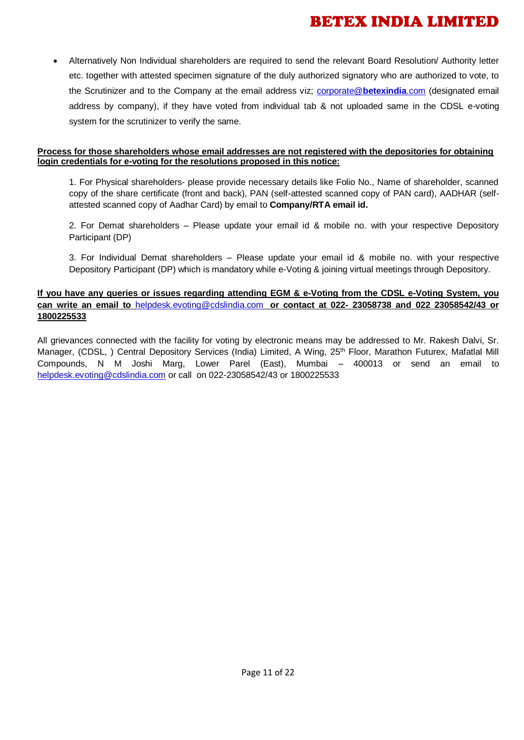- Alternatively Non Individual shareholders are required to send the relevant Board Resolution/ Authority letter etc. together with attested specimen signature of the duly authorized signatory who are authorized to vote, to the Scrutinizer and to the Company at the email address viz; corporate@**betexindia**.com (designated email address by company), if they have voted from individual tab & not uploaded same in the CDSL e-voting system for the scrutinizer to verify the same.

**Process for those shareholders whose email addresses are not registered with the depositories for obtaining login credentials for e-voting for the resolutions proposed in this notice:**

1. For Physical shareholders- please provide necessary details like Folio No., Name of shareholder, scanned copy of the share certificate (front and back), PAN (self-attested scanned copy of PAN card), AADHAR (self-attested scanned copy of Aadhar Card) by email to **Company/RTA email id.**

2. For Demat shareholders – Please update your email id & mobile no. with your respective Depository Participant (DP)

3. For Individual Demat shareholders – Please update your email id & mobile no. with your respective Depository Participant (DP) which is mandatory while e-Voting & joining virtual meetings through Depository.

**If you have any queries or issues regarding attending EGM & e-Voting from the CDSL e-Voting System, you can write an email to helpdesk.evoting@cdslindia.com or contact at 022- 23058738 and 022 23058542/43 or 1800225533**

All grievances connected with the facility for voting by electronic means may be addressed to Mr. Rakesh Dalvi, Sr. Manager, (CDSL, ) Central Depository Services (India) Limited, A Wing, 25th Floor, Marathon Futurex, Mafatlal Mill Compounds, N M Joshi Marg, Lower Parel (East), Mumbai – 400013 or send an email to helpdesk.evoting@cdslindia.com or call on 022-23058542/43 or 1800225533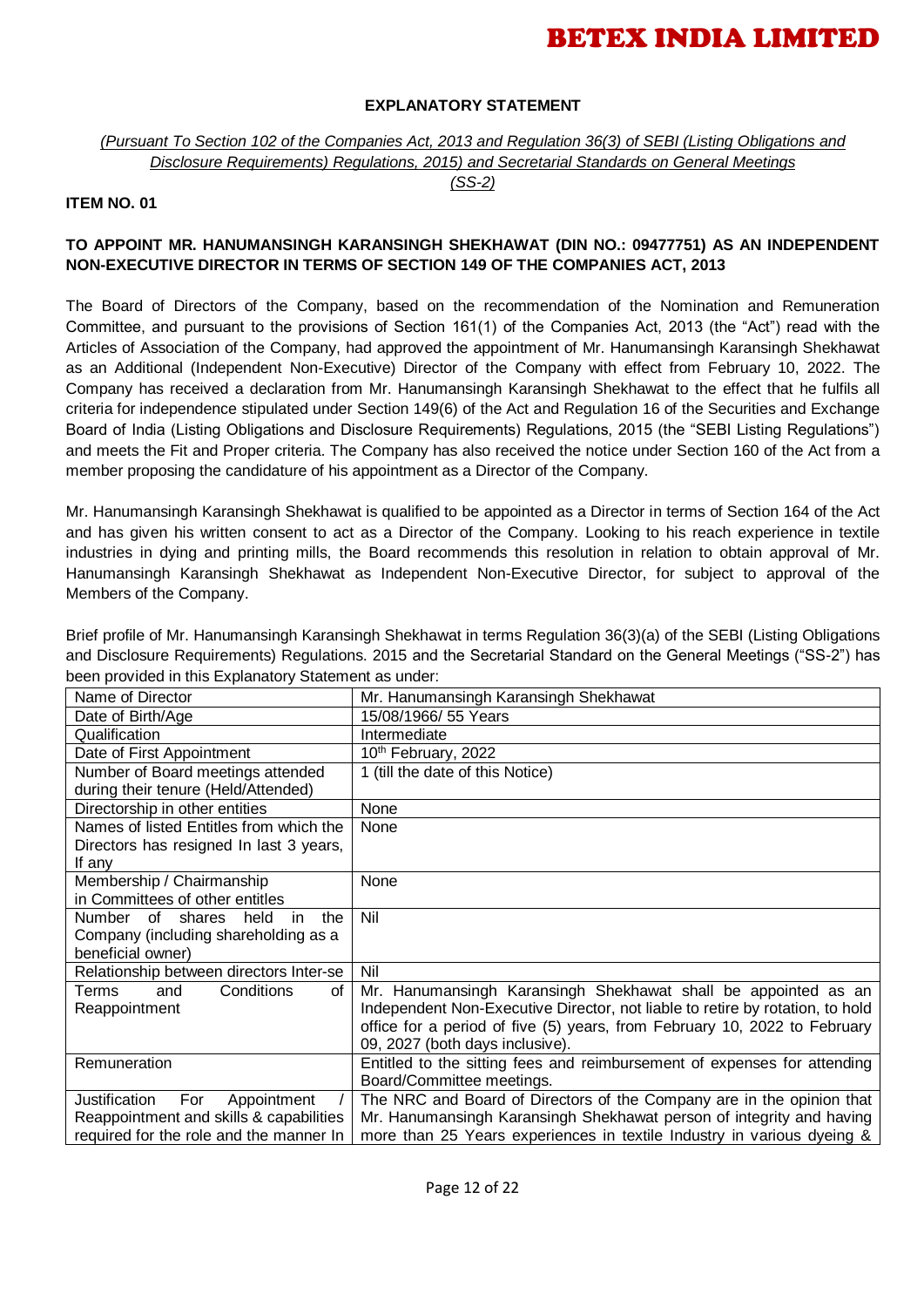## EXPLANATORY STATEMENT

*(Pursuant To Section 102 of the Companies Act, 2013 and Regulation 36(3) of SEBI (Listing Obligations and Disclosure Requirements) Regulations, 2015) and Secretarial Standards on General Meetings (SS-2)*

**ITEM NO. 01**

**TO APPOINT MR. HANUMANSINGH KARANSINGH SHEKHAWAT (DIN NO.: 09477751) AS AN INDEPENDENT NON-EXECUTIVE DIRECTOR IN TERMS OF SECTION 149 OF THE COMPANIES ACT, 2013**

The Board of Directors of the Company, based on the recommendation of the Nomination and Remuneration Committee, and pursuant to the provisions of Section 161(1) of the Companies Act, 2013 (the "Act") read with the Articles of Association of the Company, had approved the appointment of Mr. Hanumansingh Karansingh Shekhawat as an Additional (Independent Non-Executive) Director of the Company with effect from February 10, 2022. The Company has received a declaration from Mr. Hanumansingh Karansingh Shekhawat to the effect that he fulfils all criteria for independence stipulated under Section 149(6) of the Act and Regulation 16 of the Securities and Exchange Board of India (Listing Obligations and Disclosure Requirements) Regulations, 2015 (the "SEBI Listing Regulations") and meets the Fit and Proper criteria. The Company has also received the notice under Section 160 of the Act from a member proposing the candidature of his appointment as a Director of the Company.

Mr. Hanumansingh Karansingh Shekhawat is qualified to be appointed as a Director in terms of Section 164 of the Act and has given his written consent to act as a Director of the Company. Looking to his reach experience in textile industries in dying and printing mills, the Board recommends this resolution in relation to obtain approval of Mr. Hanumansingh Karansingh Shekhawat as Independent Non-Executive Director, for subject to approval of the Members of the Company.

Brief profile of Mr. Hanumansingh Karansingh Shekhawat in terms Regulation 36(3)(a) of the SEBI (Listing Obligations and Disclosure Requirements) Regulations. 2015 and the Secretarial Standard on the General Meetings ("SS-2") has been provided in this Explanatory Statement as under:

| Name of Director | Mr. Hanumansingh Karansingh Shekhawat |
|---|---|
| Date of Birth/Age | 15/08/1966/ 55 Years |
| Qualification | Intermediate |
| Date of First Appointment | 10th February, 2022 |
| Number of Board meetings attended during their tenure (Held/Attended) | 1 (till the date of this Notice) |
| Directorship in other entities | None |
| Names of listed Entitles from which the Directors has resigned In last 3 years, If any | None |
| Membership / Chairmanship in Committees of other entitles | None |
| Number of shares held in the Company (including shareholding as a beneficial owner) | Nil |
| Relationship between directors Inter-se | Nil |
| Terms and Conditions of Reappointment | Mr. Hanumansingh Karansingh Shekhawat shall be appointed as an Independent Non-Executive Director, not liable to retire by rotation, to hold office for a period of five (5) years, from February 10, 2022 to February 09, 2027 (both days inclusive). |
| Remuneration | Entitled to the sitting fees and reimbursement of expenses for attending Board/Committee meetings. |
| Justification For Appointment / Reappointment and skills & capabilities required for the role and the manner In | The NRC and Board of Directors of the Company are in the opinion that Mr. Hanumansingh Karansingh Shekhawat person of integrity and having more than 25 Years experiences in textile Industry in various dyeing & |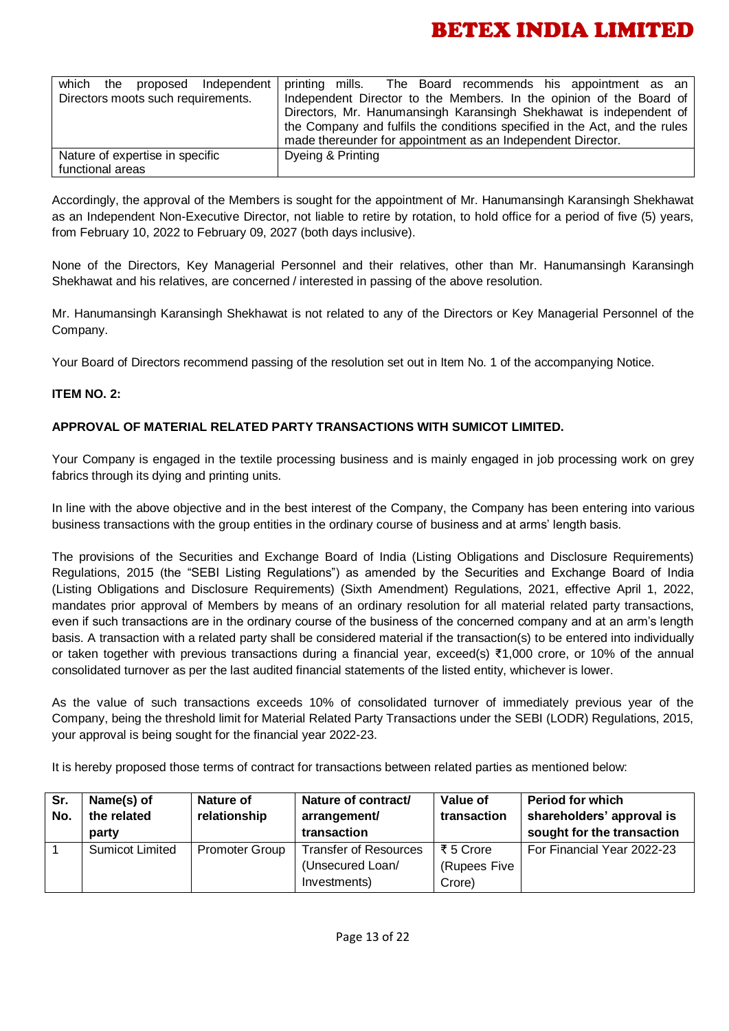| which the proposed Independent Directors moots such requirements. | printing mills. The Board recommends his appointment as an Independent Director to the Members. In the opinion of the Board of Directors, Mr. Hanumansingh Karansingh Shekhawat is independent of the Company and fulfils the conditions specified in the Act, and the rules made thereunder for appointment as an Independent Director. |
|---|---|
| Nature of expertise in specific functional areas | Dyeing & Printing |

Accordingly, the approval of the Members is sought for the appointment of Mr. Hanumansingh Karansingh Shekhawat as an Independent Non-Executive Director, not liable to retire by rotation, to hold office for a period of five (5) years, from February 10, 2022 to February 09, 2027 (both days inclusive).

None of the Directors, Key Managerial Personnel and their relatives, other than Mr. Hanumansingh Karansingh Shekhawat and his relatives, are concerned / interested in passing of the above resolution.

Mr. Hanumansingh Karansingh Shekhawat is not related to any of the Directors or Key Managerial Personnel of the Company.

Your Board of Directors recommend passing of the resolution set out in Item No. 1 of the accompanying Notice.

**ITEM NO. 2:**

**APPROVAL OF MATERIAL RELATED PARTY TRANSACTIONS WITH SUMICOT LIMITED.**

Your Company is engaged in the textile processing business and is mainly engaged in job processing work on grey fabrics through its dying and printing units.

In line with the above objective and in the best interest of the Company, the Company has been entering into various business transactions with the group entities in the ordinary course of business and at arms' length basis.

The provisions of the Securities and Exchange Board of India (Listing Obligations and Disclosure Requirements) Regulations, 2015 (the "SEBI Listing Regulations") as amended by the Securities and Exchange Board of India (Listing Obligations and Disclosure Requirements) (Sixth Amendment) Regulations, 2021, effective April 1, 2022, mandates prior approval of Members by means of an ordinary resolution for all material related party transactions, even if such transactions are in the ordinary course of the business of the concerned company and at an arm's length basis. A transaction with a related party shall be considered material if the transaction(s) to be entered into individually or taken together with previous transactions during a financial year, exceed(s) ₹1,000 crore, or 10% of the annual consolidated turnover as per the last audited financial statements of the listed entity, whichever is lower.

As the value of such transactions exceeds 10% of consolidated turnover of immediately previous year of the Company, being the threshold limit for Material Related Party Transactions under the SEBI (LODR) Regulations, 2015, your approval is being sought for the financial year 2022-23.

It is hereby proposed those terms of contract for transactions between related parties as mentioned below:

| Sr. No. | Name(s) of the related party | Nature of relationship | Nature of contract/ arrangement/ transaction | Value of transaction | Period for which shareholders' approval is sought for the transaction |
|---|---|---|---|---|---|
| 1 | Sumicot Limited | Promoter Group | Transfer of Resources (Unsecured Loan/ Investments) | ₹ 5 Crore (Rupees Five Crore) | For Financial Year 2022-23 |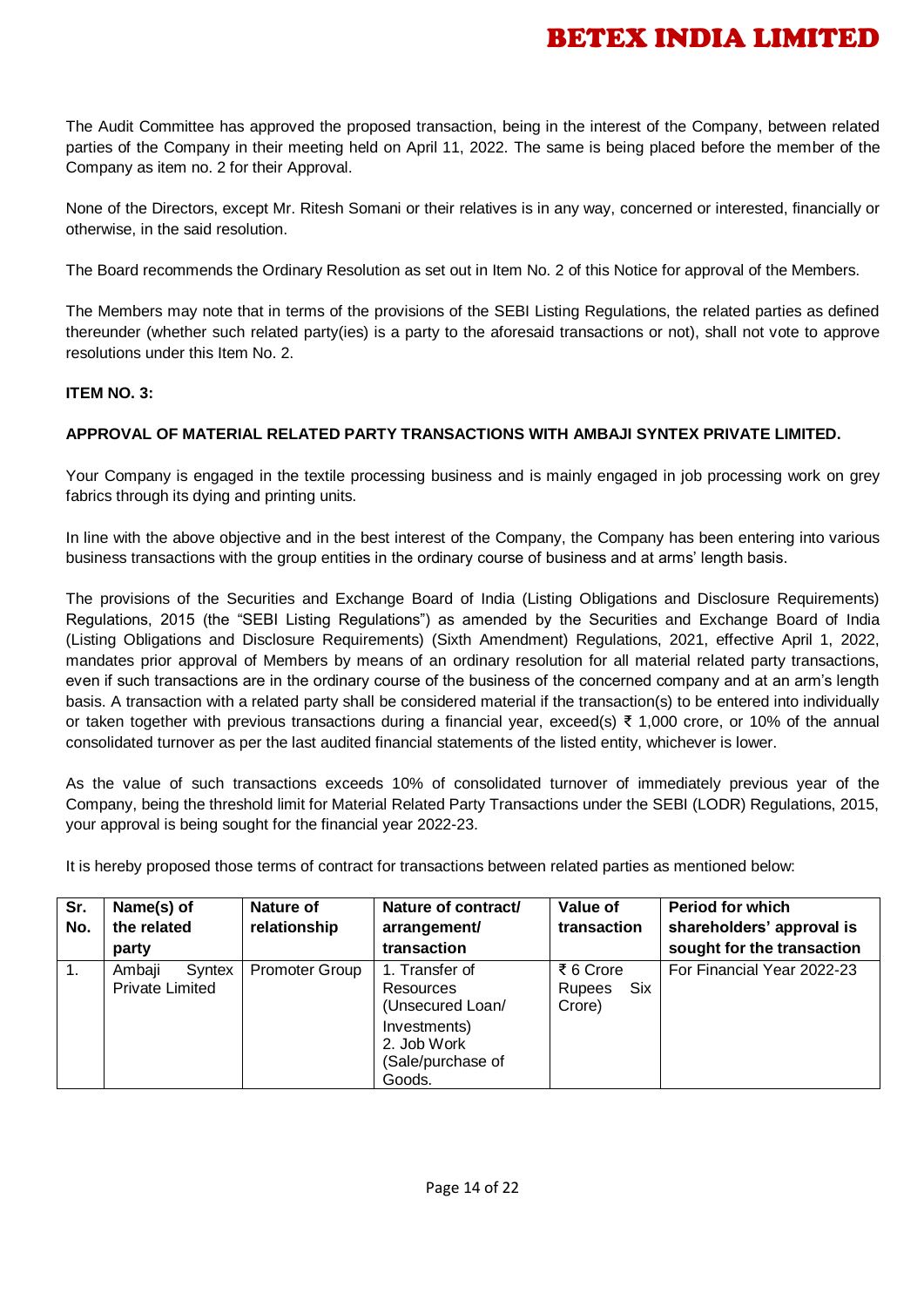The Audit Committee has approved the proposed transaction, being in the interest of the Company, between related parties of the Company in their meeting held on April 11, 2022. The same is being placed before the member of the Company as item no. 2 for their Approval.

None of the Directors, except Mr. Ritesh Somani or their relatives is in any way, concerned or interested, financially or otherwise, in the said resolution.

The Board recommends the Ordinary Resolution as set out in Item No. 2 of this Notice for approval of the Members.

The Members may note that in terms of the provisions of the SEBI Listing Regulations, the related parties as defined thereunder (whether such related party(ies) is a party to the aforesaid transactions or not), shall not vote to approve resolutions under this Item No. 2.

**ITEM NO. 3:**

**APPROVAL OF MATERIAL RELATED PARTY TRANSACTIONS WITH AMBAJI SYNTEX PRIVATE LIMITED.**

Your Company is engaged in the textile processing business and is mainly engaged in job processing work on grey fabrics through its dying and printing units.

In line with the above objective and in the best interest of the Company, the Company has been entering into various business transactions with the group entities in the ordinary course of business and at arms' length basis.

The provisions of the Securities and Exchange Board of India (Listing Obligations and Disclosure Requirements) Regulations, 2015 (the "SEBI Listing Regulations") as amended by the Securities and Exchange Board of India (Listing Obligations and Disclosure Requirements) (Sixth Amendment) Regulations, 2021, effective April 1, 2022, mandates prior approval of Members by means of an ordinary resolution for all material related party transactions, even if such transactions are in the ordinary course of the business of the concerned company and at an arm's length basis. A transaction with a related party shall be considered material if the transaction(s) to be entered into individually or taken together with previous transactions during a financial year, exceed(s) ₹ 1,000 crore, or 10% of the annual consolidated turnover as per the last audited financial statements of the listed entity, whichever is lower.

As the value of such transactions exceeds 10% of consolidated turnover of immediately previous year of the Company, being the threshold limit for Material Related Party Transactions under the SEBI (LODR) Regulations, 2015, your approval is being sought for the financial year 2022-23.

It is hereby proposed those terms of contract for transactions between related parties as mentioned below:

| Sr. No. | Name(s) of the related party | Nature of relationship | Nature of contract/ arrangement/ transaction | Value of transaction | Period for which shareholders' approval is sought for the transaction |
|---|---|---|---|---|---|
| 1. | Ambaji Syntex Private Limited | Promoter Group | 1. Transfer of Resources (Unsecured Loan/ Investments) 2. Job Work (Sale/purchase of Goods. | ₹ 6 Crore Rupees Six Crore) | For Financial Year 2022-23 |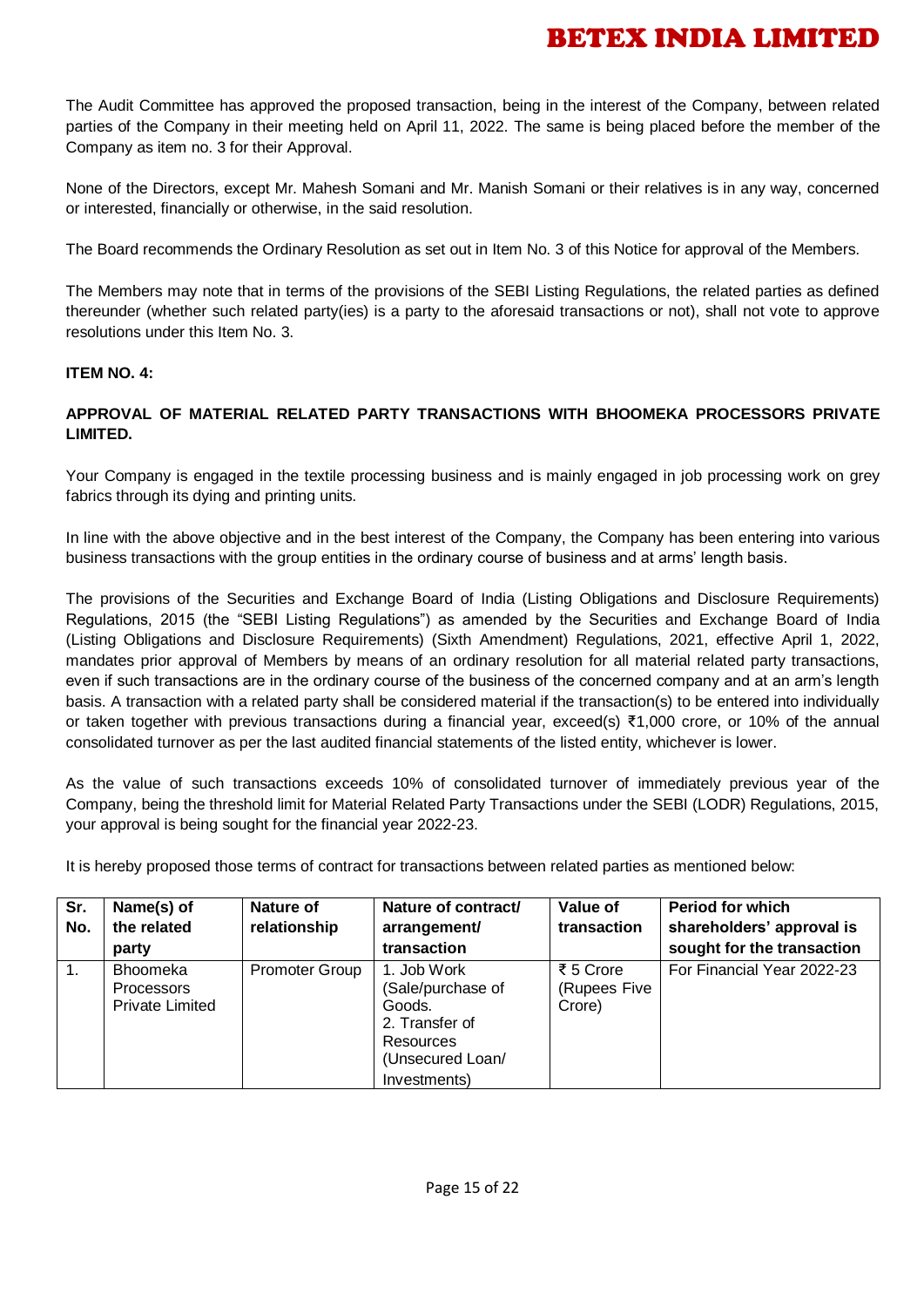The Audit Committee has approved the proposed transaction, being in the interest of the Company, between related parties of the Company in their meeting held on April 11, 2022. The same is being placed before the member of the Company as item no. 3 for their Approval.

None of the Directors, except Mr. Mahesh Somani and Mr. Manish Somani or their relatives is in any way, concerned or interested, financially or otherwise, in the said resolution.

The Board recommends the Ordinary Resolution as set out in Item No. 3 of this Notice for approval of the Members.

The Members may note that in terms of the provisions of the SEBI Listing Regulations, the related parties as defined thereunder (whether such related party(ies) is a party to the aforesaid transactions or not), shall not vote to approve resolutions under this Item No. 3.

**ITEM NO. 4:**

**APPROVAL OF MATERIAL RELATED PARTY TRANSACTIONS WITH BHOOMEKA PROCESSORS PRIVATE LIMITED.**

Your Company is engaged in the textile processing business and is mainly engaged in job processing work on grey fabrics through its dying and printing units.

In line with the above objective and in the best interest of the Company, the Company has been entering into various business transactions with the group entities in the ordinary course of business and at arms' length basis.

The provisions of the Securities and Exchange Board of India (Listing Obligations and Disclosure Requirements) Regulations, 2015 (the "SEBI Listing Regulations") as amended by the Securities and Exchange Board of India (Listing Obligations and Disclosure Requirements) (Sixth Amendment) Regulations, 2021, effective April 1, 2022, mandates prior approval of Members by means of an ordinary resolution for all material related party transactions, even if such transactions are in the ordinary course of the business of the concerned company and at an arm's length basis. A transaction with a related party shall be considered material if the transaction(s) to be entered into individually or taken together with previous transactions during a financial year, exceed(s) ₹1,000 crore, or 10% of the annual consolidated turnover as per the last audited financial statements of the listed entity, whichever is lower.

As the value of such transactions exceeds 10% of consolidated turnover of immediately previous year of the Company, being the threshold limit for Material Related Party Transactions under the SEBI (LODR) Regulations, 2015, your approval is being sought for the financial year 2022-23.

It is hereby proposed those terms of contract for transactions between related parties as mentioned below:

| Sr. No. | Name(s) of the related party | Nature of relationship | Nature of contract/ arrangement/ transaction | Value of transaction | Period for which shareholders' approval is sought for the transaction |
|---|---|---|---|---|---|
| 1. | Bhoomeka Processors Private Limited | Promoter Group | 1. Job Work (Sale/purchase of Goods. 2. Transfer of Resources (Unsecured Loan/ Investments) | ₹ 5 Crore (Rupees Five Crore) | For Financial Year 2022-23 |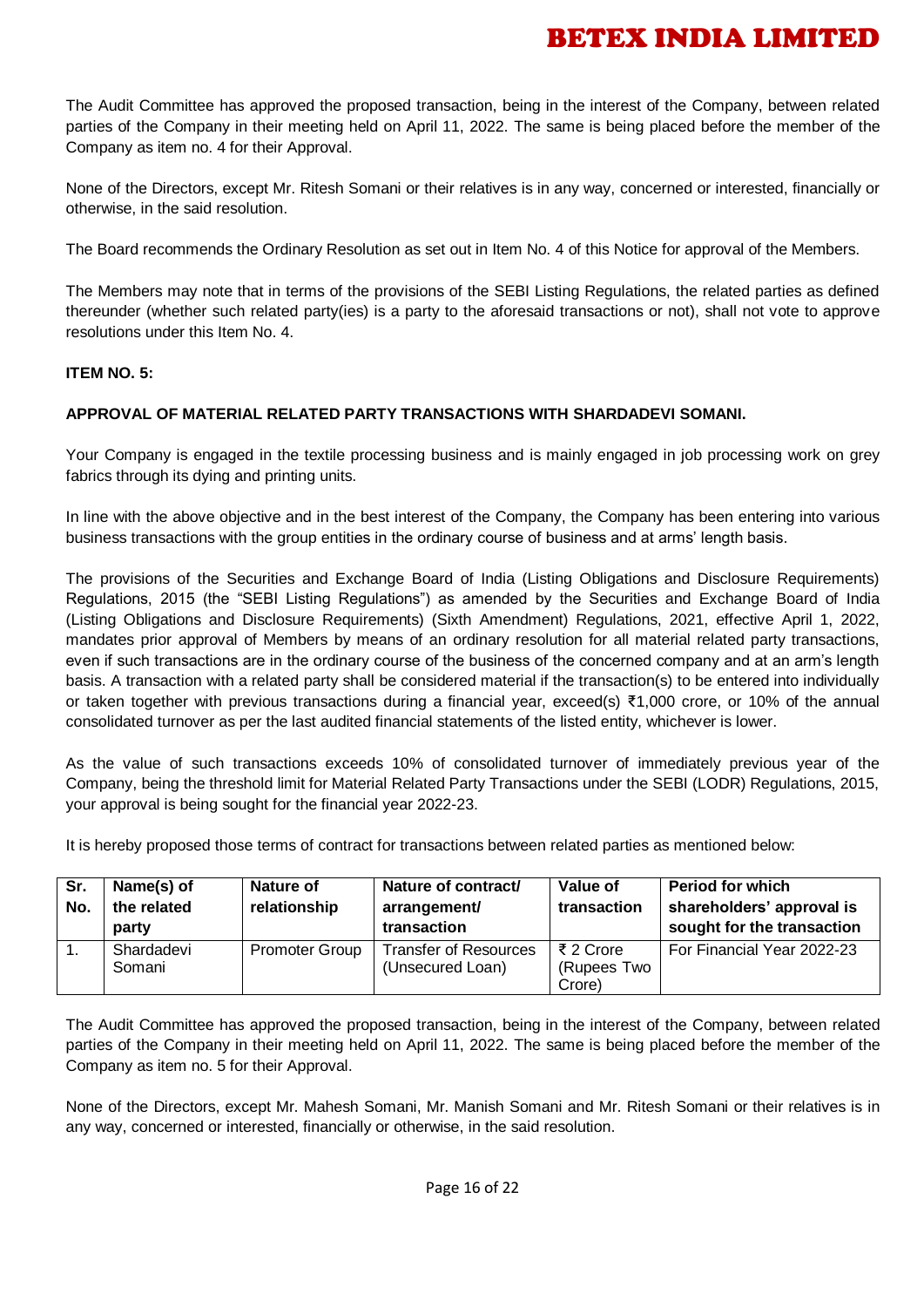The Audit Committee has approved the proposed transaction, being in the interest of the Company, between related parties of the Company in their meeting held on April 11, 2022. The same is being placed before the member of the Company as item no. 4 for their Approval.

None of the Directors, except Mr. Ritesh Somani or their relatives is in any way, concerned or interested, financially or otherwise, in the said resolution.

The Board recommends the Ordinary Resolution as set out in Item No. 4 of this Notice for approval of the Members.

The Members may note that in terms of the provisions of the SEBI Listing Regulations, the related parties as defined thereunder (whether such related party(ies) is a party to the aforesaid transactions or not), shall not vote to approve resolutions under this Item No. 4.

**ITEM NO. 5:**

**APPROVAL OF MATERIAL RELATED PARTY TRANSACTIONS WITH SHARDADEVI SOMANI.**

Your Company is engaged in the textile processing business and is mainly engaged in job processing work on grey fabrics through its dying and printing units.

In line with the above objective and in the best interest of the Company, the Company has been entering into various business transactions with the group entities in the ordinary course of business and at arms' length basis.

The provisions of the Securities and Exchange Board of India (Listing Obligations and Disclosure Requirements) Regulations, 2015 (the "SEBI Listing Regulations") as amended by the Securities and Exchange Board of India (Listing Obligations and Disclosure Requirements) (Sixth Amendment) Regulations, 2021, effective April 1, 2022, mandates prior approval of Members by means of an ordinary resolution for all material related party transactions, even if such transactions are in the ordinary course of the business of the concerned company and at an arm's length basis. A transaction with a related party shall be considered material if the transaction(s) to be entered into individually or taken together with previous transactions during a financial year, exceed(s) ₹1,000 crore, or 10% of the annual consolidated turnover as per the last audited financial statements of the listed entity, whichever is lower.

As the value of such transactions exceeds 10% of consolidated turnover of immediately previous year of the Company, being the threshold limit for Material Related Party Transactions under the SEBI (LODR) Regulations, 2015, your approval is being sought for the financial year 2022-23.

It is hereby proposed those terms of contract for transactions between related parties as mentioned below:

| Sr. No. | Name(s) of the related party | Nature of relationship | Nature of contract/ arrangement/ transaction | Value of transaction | Period for which shareholders' approval is sought for the transaction |
|---|---|---|---|---|---|
| 1. | Shardadevi Somani | Promoter Group | Transfer of Resources (Unsecured Loan) | ₹ 2 Crore (Rupees Two Crore) | For Financial Year 2022-23 |

The Audit Committee has approved the proposed transaction, being in the interest of the Company, between related parties of the Company in their meeting held on April 11, 2022. The same is being placed before the member of the Company as item no. 5 for their Approval.

None of the Directors, except Mr. Mahesh Somani, Mr. Manish Somani and Mr. Ritesh Somani or their relatives is in any way, concerned or interested, financially or otherwise, in the said resolution.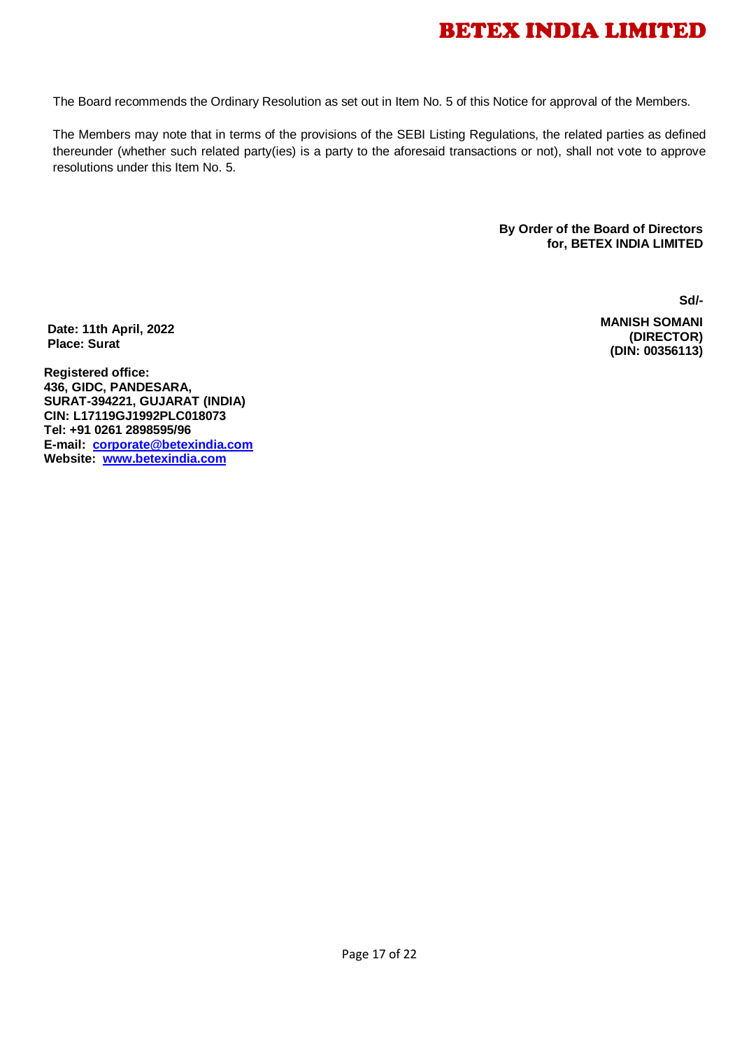The Board recommends the Ordinary Resolution as set out in Item No. 5 of this Notice for approval of the Members.

The Members may note that in terms of the provisions of the SEBI Listing Regulations, the related parties as defined thereunder (whether such related party(ies) is a party to the aforesaid transactions or not), shall not vote to approve resolutions under this Item No. 5.

**By Order of the Board of Directors**
**for, BETEX INDIA LIMITED**

**Sd/-**

**MANISH SOMANI**
**(DIRECTOR)**
**(DIN: 00356113)**

**Date: 11th April, 2022**
**Place: Surat**

**Registered office:**
**436, GIDC, PANDESARA,**
**SURAT-394221, GUJARAT (INDIA)**
**CIN: L17119GJ1992PLC018073**
**Tel: +91 0261 2898595/96**
**E-mail: corporate@betexindia.com**
**Website: www.betexindia.com**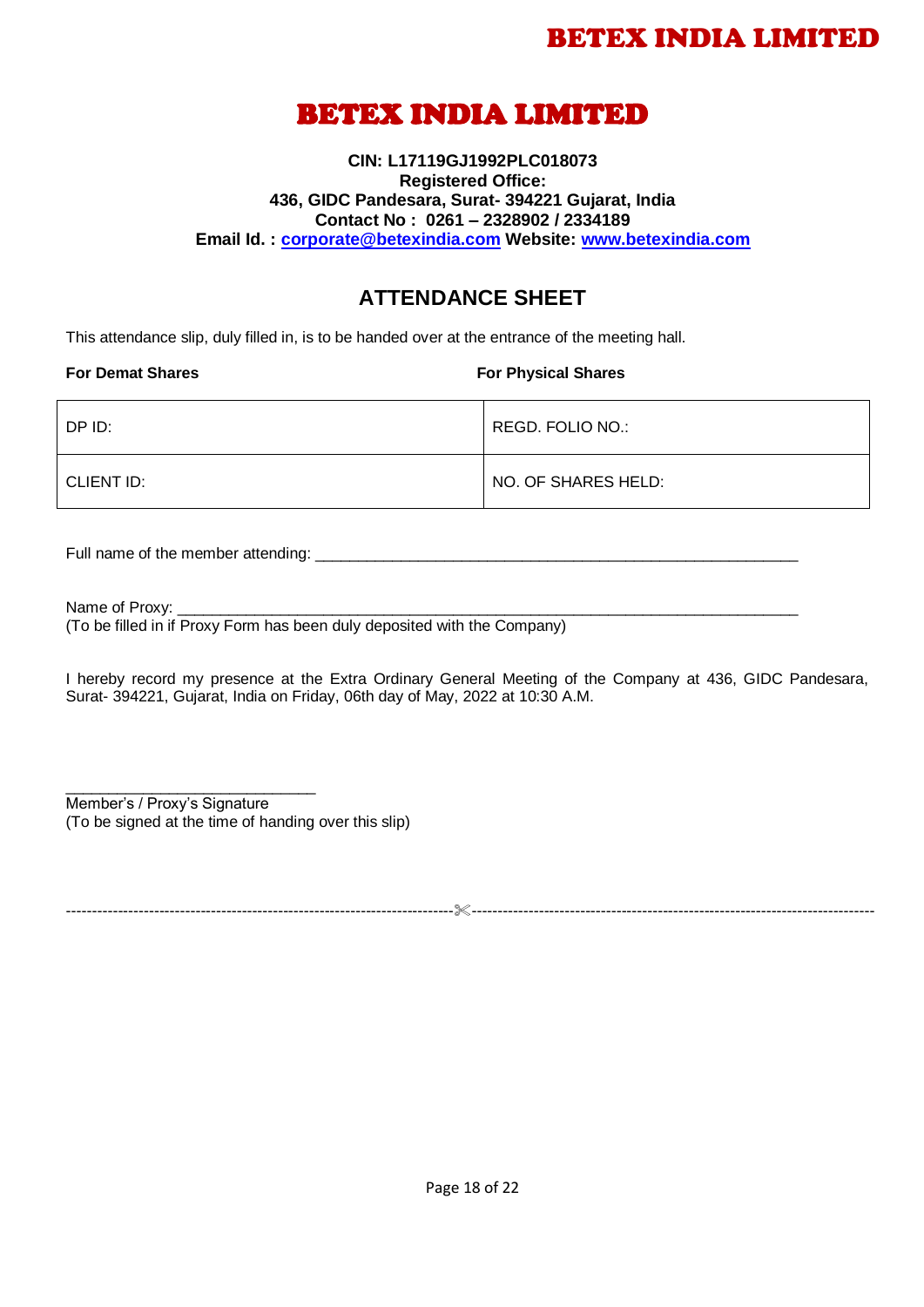# BETEX INDIA LIMITED

**CIN: L17119GJ1992PLC018073**
**Registered Office:**
**436, GIDC Pandesara, Surat- 394221 Gujarat, India**
**Contact No : 0261 – 2328902 / 2334189**
**Email Id. : corporate@betexindia.com Website: www.betexindia.com**

## ATTENDANCE SHEET

This attendance slip, duly filled in, is to be handed over at the entrance of the meeting hall.

| **For Demat Shares** | **For Physical Shares** |
|---|---|
| DP ID: | REGD. FOLIO NO.: |
| CLIENT ID: | NO. OF SHARES HELD: |

Full name of the member attending: ____________________________________________________________

Name of Proxy: ____________________________________________________________________________
(To be filled in if Proxy Form has been duly deposited with the Company)

I hereby record my presence at the Extra Ordinary General Meeting of the Company at 436, GIDC Pandesara, Surat- 394221, Gujarat, India on Friday, 06th day of May, 2022 at 10:30 A.M.

_____________________________
Member's / Proxy's Signature
(To be signed at the time of handing over this slip)

---------------------------------------------------------------------------✂---------------------------------------------------------------------------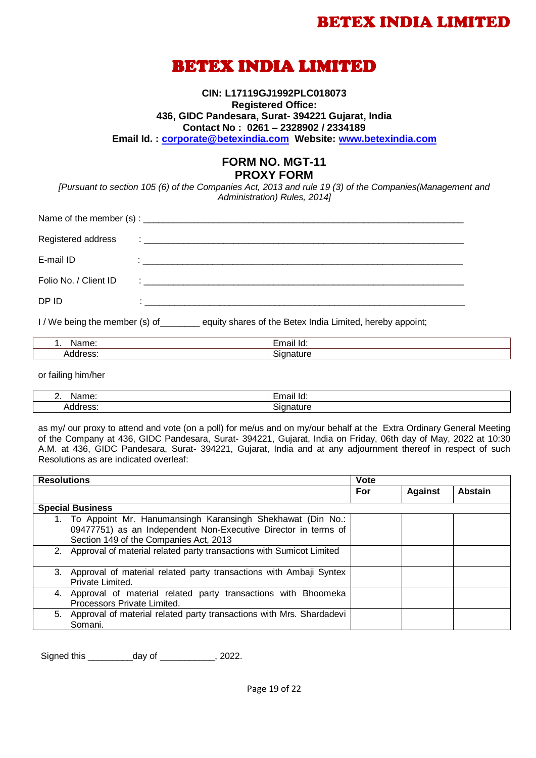# BETEX INDIA LIMITED

**CIN: L17119GJ1992PLC018073**
**Registered Office:**
**436, GIDC Pandesara, Surat- 394221 Gujarat, India**
**Contact No : 0261 – 2328902 / 2334189**
**Email Id. : corporate@betexindia.com Website: www.betexindia.com**

## FORM NO. MGT-11
## PROXY FORM

*[Pursuant to section 105 (6) of the Companies Act, 2013 and rule 19 (3) of the Companies(Management and Administration) Rules, 2014]*

Name of the member (s) : ______________________________________________

Registered address : ______________________________________________

E-mail ID : ______________________________________________

Folio No. / Client ID : ______________________________________________

DP ID : ______________________________________________

I / We being the member (s) of_______ equity shares of the Betex India Limited, hereby appoint;

| 1. Name: | Email Id: |
|---|---|
| Address: | Signature |

or failing him/her

| 2. Name: | Email Id: |
|---|---|
| Address: | Signature |

as my/ our proxy to attend and vote (on a poll) for me/us and on my/our behalf at the Extra Ordinary General Meeting of the Company at 436, GIDC Pandesara, Surat- 394221, Gujarat, India on Friday, 06th day of May, 2022 at 10:30 A.M. at 436, GIDC Pandesara, Surat- 394221, Gujarat, India and at any adjournment thereof in respect of such Resolutions as are indicated overleaf:

| **Resolutions** | **Vote** | | |
|---|---|---|---|
| | **For** | **Against** | **Abstain** |
| **Special Business** | | | |
| 1. To Appoint Mr. Hanumansingh Karansingh Shekhawat (Din No.: 09477751) as an Independent Non-Executive Director in terms of Section 149 of the Companies Act, 2013 | | | |
| 2. Approval of material related party transactions with Sumicot Limited | | | |
| 3. Approval of material related party transactions with Ambaji Syntex Private Limited. | | | |
| 4. Approval of material related party transactions with Bhoomeka Processors Private Limited. | | | |
| 5. Approval of material related party transactions with Mrs. Shardadevi Somani. | | | |

Signed this _________day of ___________, 2022.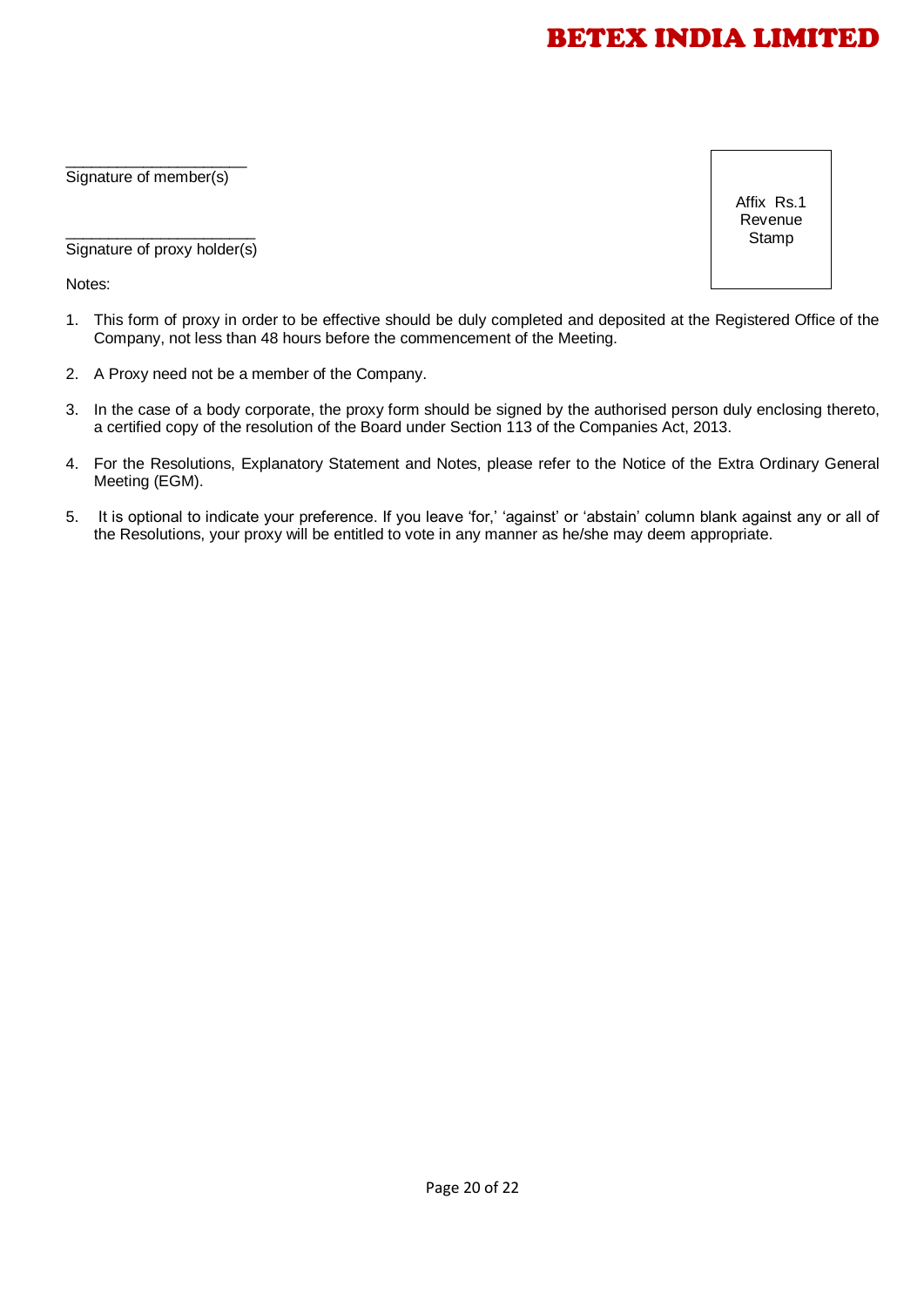\_\_\_\_\_\_\_\_\_\_\_\_\_\_\_\_\_\_\_\_\_\_

Signature of member(s)

\_\_\_\_\_\_\_\_\_\_\_\_\_\_\_\_\_\_\_\_\_\_\_

Signature of proxy holder(s)

| Affix Rs.1 Revenue Stamp |
|---|

Notes:

1. This form of proxy in order to be effective should be duly completed and deposited at the Registered Office of the Company, not less than 48 hours before the commencement of the Meeting.

2. A Proxy need not be a member of the Company.

3. In the case of a body corporate, the proxy form should be signed by the authorised person duly enclosing thereto, a certified copy of the resolution of the Board under Section 113 of the Companies Act, 2013.

4. For the Resolutions, Explanatory Statement and Notes, please refer to the Notice of the Extra Ordinary General Meeting (EGM).

5. It is optional to indicate your preference. If you leave 'for,' 'against' or 'abstain' column blank against any or all of the Resolutions, your proxy will be entitled to vote in any manner as he/she may deem appropriate.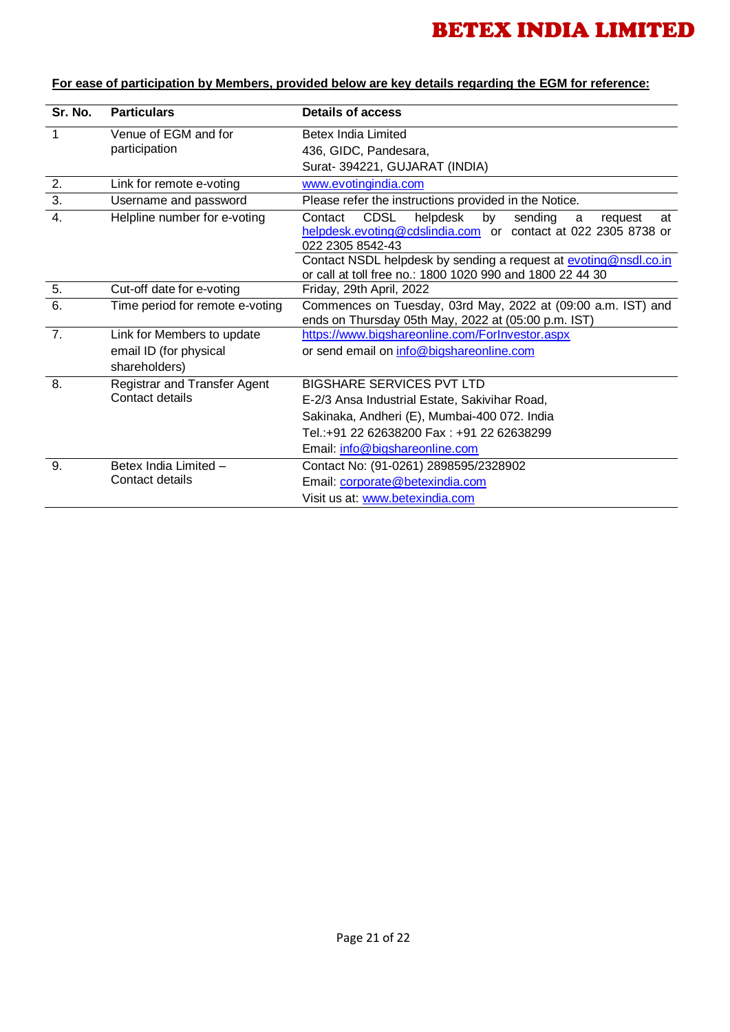**For ease of participation by Members, provided below are key details regarding the EGM for reference:**

| Sr. No. | Particulars | Details of access |
|---|---|---|
| 1 | Venue of EGM and for participation | Betex India Limited<br>436, GIDC, Pandesara,<br>Surat- 394221, GUJARAT (INDIA) |
| 2. | Link for remote e-voting | www.evotingindia.com |
| 3. | Username and password | Please refer the instructions provided in the Notice. |
| 4. | Helpline number for e-voting | Contact CDSL helpdesk by sending a request at helpdesk.evoting@cdslindia.com or contact at 022 2305 8738 or 022 2305 8542-43<br>Contact NSDL helpdesk by sending a request at evoting@nsdl.co.in or call at toll free no.: 1800 1020 990 and 1800 22 44 30 |
| 5. | Cut-off date for e-voting | Friday, 29th April, 2022 |
| 6. | Time period for remote e-voting | Commences on Tuesday, 03rd May, 2022 at (09:00 a.m. IST) and ends on Thursday 05th May, 2022 at (05:00 p.m. IST) |
| 7. | Link for Members to update email ID (for physical shareholders) | https://www.bigshareonline.com/ForInvestor.aspx<br>or send email on info@bigshareonline.com |
| 8. | Registrar and Transfer Agent Contact details | BIGSHARE SERVICES PVT LTD<br>E-2/3 Ansa Industrial Estate, Sakivihar Road,<br>Sakinaka, Andheri (E), Mumbai-400 072. India<br>Tel.:+91 22 62638200 Fax : +91 22 62638299<br>Email: info@bigshareonline.com |
| 9. | Betex India Limited – Contact details | Contact No: (91-0261) 2898595/2328902<br>Email: corporate@betexindia.com<br>Visit us at: www.betexindia.com |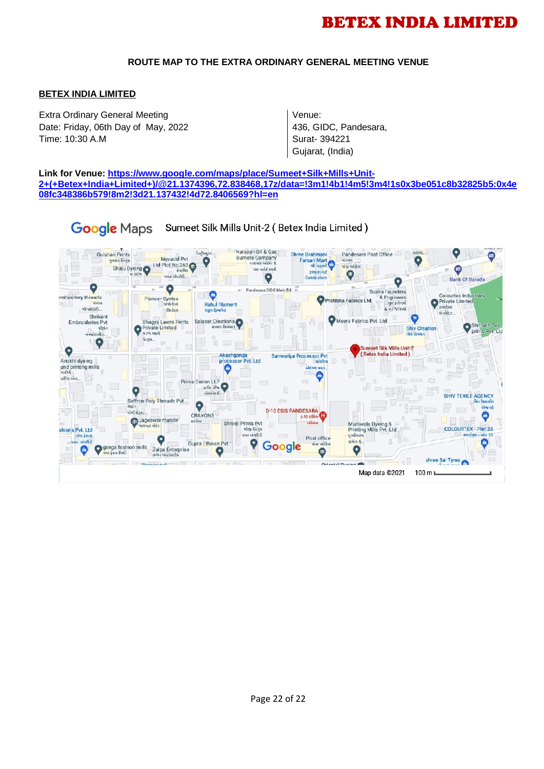# BETEX INDIA LIMITED

## ROUTE MAP TO THE EXTRA ORDINARY GENERAL MEETING VENUE

**BETEX INDIA LIMITED**

Extra Ordinary General Meeting
Date: Friday, 06th Day of May, 2022
Time: 10:30 A.M

Venue:
436, GIDC, Pandesara,
Surat- 394221
Gujarat, (India)

**Link for Venue:** https://www.google.com/maps/place/Sumeet+Silk+Mills+Unit-2+(+Betex+India+Limited+)/@21.1374396,72.838468,17z/data=!3m1!4b1!4m5!3m4!1s0x3be051c8b32825b5:0x4e08fc348386b579!8m2!3d21.137432!4d72.8406569?hl=en

Google Maps Sumeet Silk Mills Unit-2 ( Betex India Limited )

Map data ©2021 100 m